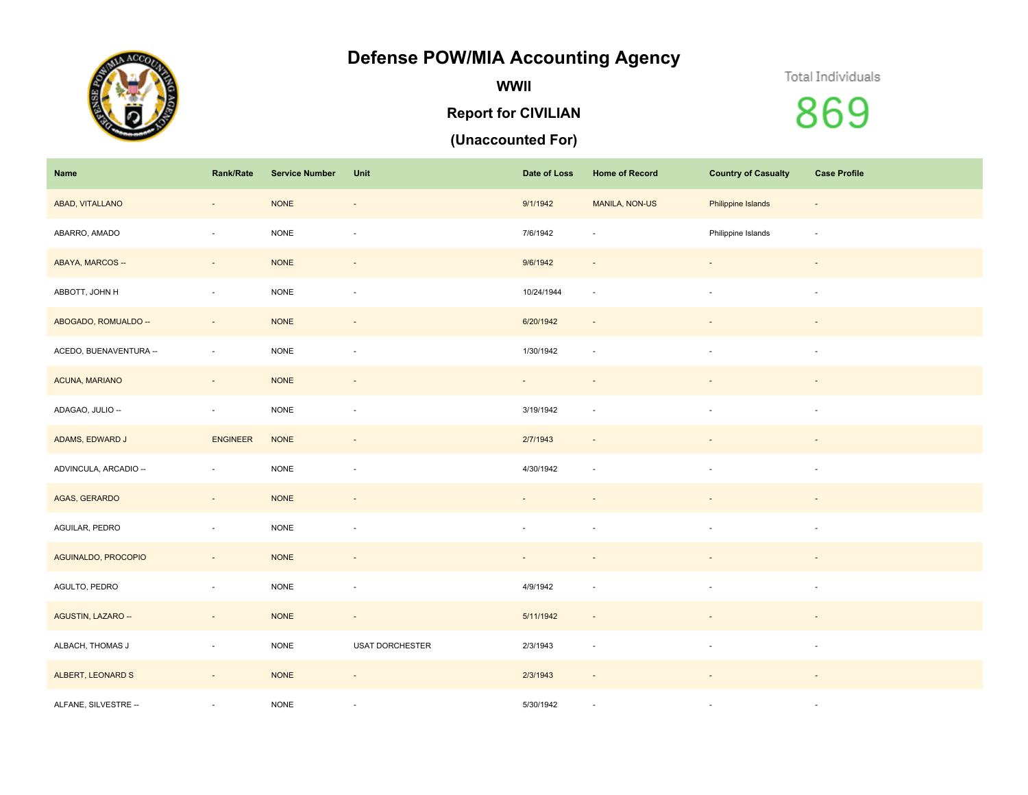# Defense POW/MIA Accounting Agency

## WWII

## Report for CIVILIAN

## (Unaccounted For)

Total Individuals

869

| Name | Rank/Rate | Service Number | Unit | Date of Loss | Home of Record | Country of Casualty | Case Profile |
|---|---|---|---|---|---|---|---|
| ABAD, VITALLANO | - | NONE | - | 9/1/1942 | MANILA, NON-US | Philippine Islands | - |
| ABARRO, AMADO | - | NONE | - | 7/6/1942 | - | Philippine Islands | - |
| ABAYA, MARCOS -- | - | NONE | - | 9/6/1942 | - | - | - |
| ABBOTT, JOHN H | - | NONE | - | 10/24/1944 | - | - | - |
| ABOGADO, ROMUALDO -- | - | NONE | - | 6/20/1942 | - | - | - |
| ACEDO, BUENAVENTURA -- | - | NONE | - | 1/30/1942 | - | - | - |
| ACUNA, MARIANO | - | NONE | - | - | - | - | - |
| ADAGAO, JULIO -- | - | NONE | - | 3/19/1942 | - | - | - |
| ADAMS, EDWARD J | ENGINEER | NONE | - | 2/7/1943 | - | - | - |
| ADVINCULA, ARCADIO -- | - | NONE | - | 4/30/1942 | - | - | - |
| AGAS, GERARDO | - | NONE | - | - | - | - | - |
| AGUILAR, PEDRO | - | NONE | - | - | - | - | - |
| AGUINALDO, PROCOPIO | - | NONE | - | - | - | - | - |
| AGULTO, PEDRO | - | NONE | - | 4/9/1942 | - | - | - |
| AGUSTIN, LAZARO -- | - | NONE | - | 5/11/1942 | - | - | - |
| ALBACH, THOMAS J | - | NONE | USAT DORCHESTER | 2/3/1943 | - | - | - |
| ALBERT, LEONARD S | - | NONE | - | 2/3/1943 | - | - | - |
| ALFANE, SILVESTRE -- | - | NONE | - | 5/30/1942 | - | - | - |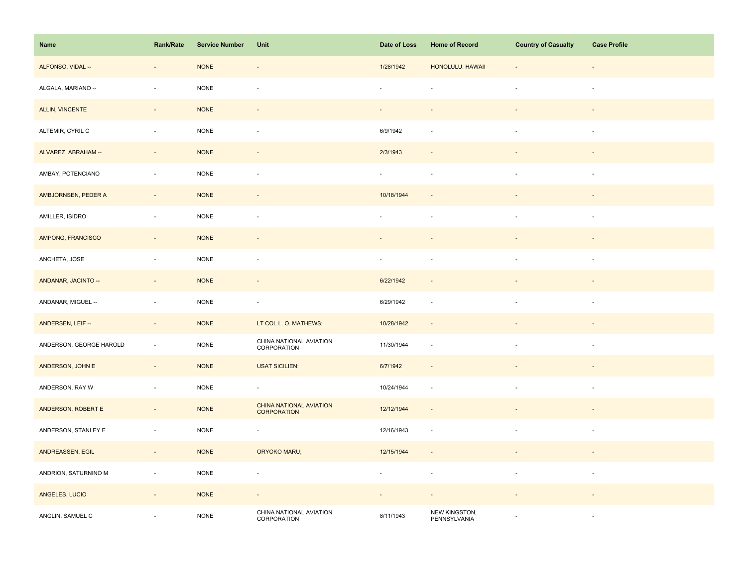| Name | Rank/Rate | Service Number | Unit | Date of Loss | Home of Record | Country of Casualty | Case Profile |
| --- | --- | --- | --- | --- | --- | --- | --- |
| ALFONSO, VIDAL -- | - | NONE | - | 1/28/1942 | HONOLULU, HAWAII | - | - |
| ALGALA, MARIANO -- | - | NONE | - | - | - | - | - |
| ALLIN, VINCENTE | - | NONE | - | - | - | - | - |
| ALTEMIR, CYRIL C | - | NONE | - | 6/9/1942 | - | - | - |
| ALVAREZ, ABRAHAM -- | - | NONE | - | 2/3/1943 | - | - | - |
| AMBAY, POTENCIANO | - | NONE | - | - | - | - | - |
| AMBJORNSEN, PEDER A | - | NONE | - | 10/18/1944 | - | - | - |
| AMILLER, ISIDRO | - | NONE | - | - | - | - | - |
| AMPONG, FRANCISCO | - | NONE | - | - | - | - | - |
| ANCHETA, JOSE | - | NONE | - | - | - | - | - |
| ANDANAR, JACINTO -- | - | NONE | - | 6/22/1942 | - | - | - |
| ANDANAR, MIGUEL -- | - | NONE | - | 6/29/1942 | - | - | - |
| ANDERSEN, LEIF -- | - | NONE | LT COL L. O. MATHEWS; | 10/28/1942 | - | - | - |
| ANDERSON, GEORGE HAROLD | - | NONE | CHINA NATIONAL AVIATION CORPORATION | 11/30/1944 | - | - | - |
| ANDERSON, JOHN E | - | NONE | USAT SICILIEN; | 6/7/1942 | - | - | - |
| ANDERSON, RAY W | - | NONE | - | 10/24/1944 | - | - | - |
| ANDERSON, ROBERT E | - | NONE | CHINA NATIONAL AVIATION CORPORATION | 12/12/1944 | - | - | - |
| ANDERSON, STANLEY E | - | NONE | - | 12/16/1943 | - | - | - |
| ANDREASSEN, EGIL | - | NONE | ORYOKO MARU; | 12/15/1944 | - | - | - |
| ANDRION, SATURNINO M | - | NONE | - | - | - | - | - |
| ANGELES, LUCIO | - | NONE | - | - | - | - | - |
| ANGLIN, SAMUEL C | - | NONE | CHINA NATIONAL AVIATION CORPORATION | 8/11/1943 | NEW KINGSTON, PENNSYLVANIA | - | - |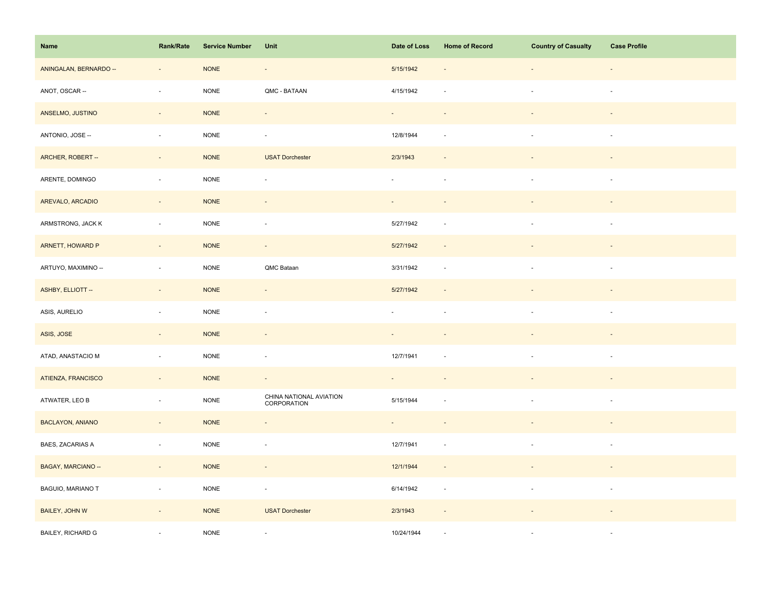| Name | Rank/Rate | Service Number | Unit | Date of Loss | Home of Record | Country of Casualty | Case Profile |
|---|---|---|---|---|---|---|---|
| ANINGALAN, BERNARDO -- | - | NONE | - | 5/15/1942 | - | - | - |
| ANOT, OSCAR -- | - | NONE | QMC - BATAAN | 4/15/1942 | - | - | - |
| ANSELMO, JUSTINO | - | NONE | - | - | - | - | - |
| ANTONIO, JOSE -- | - | NONE | - | 12/8/1944 | - | - | - |
| ARCHER, ROBERT -- | - | NONE | USAT Dorchester | 2/3/1943 | - | - | - |
| ARENTE, DOMINGO | - | NONE | - | - | - | - | - |
| AREVALO, ARCADIO | - | NONE | - | - | - | - | - |
| ARMSTRONG, JACK K | - | NONE | - | 5/27/1942 | - | - | - |
| ARNETT, HOWARD P | - | NONE | - | 5/27/1942 | - | - | - |
| ARTUYO, MAXIMINO -- | - | NONE | QMC Bataan | 3/31/1942 | - | - | - |
| ASHBY, ELLIOTT -- | - | NONE | - | 5/27/1942 | - | - | - |
| ASIS, AURELIO | - | NONE | - | - | - | - | - |
| ASIS, JOSE | - | NONE | - | - | - | - | - |
| ATAD, ANASTACIO M | - | NONE | - | 12/7/1941 | - | - | - |
| ATIENZA, FRANCISCO | - | NONE | - | - | - | - | - |
| ATWATER, LEO B | - | NONE | CHINA NATIONAL AVIATION CORPORATION | 5/15/1944 | - | - | - |
| BACLAYON, ANIANO | - | NONE | - | - | - | - | - |
| BAES, ZACARIAS A | - | NONE | - | 12/7/1941 | - | - | - |
| BAGAY, MARCIANO -- | - | NONE | - | 12/1/1944 | - | - | - |
| BAGUIO, MARIANO T | - | NONE | - | 6/14/1942 | - | - | - |
| BAILEY, JOHN W | - | NONE | USAT Dorchester | 2/3/1943 | - | - | - |
| BAILEY, RICHARD G | - | NONE | - | 10/24/1944 | - | - | - |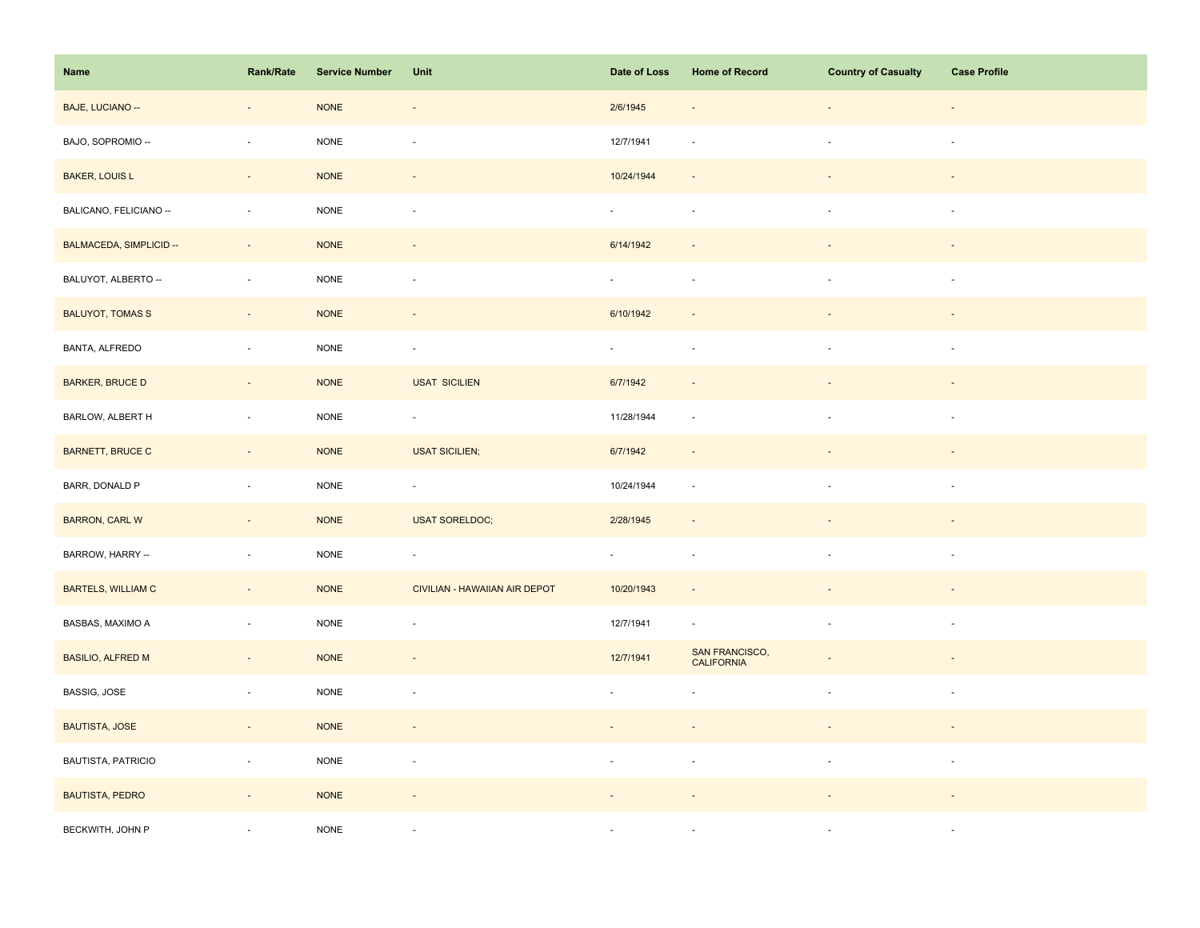| Name | Rank/Rate | Service Number | Unit | Date of Loss | Home of Record | Country of Casualty | Case Profile |
|---|---|---|---|---|---|---|---|
| BAJE, LUCIANO -- | - | NONE | - | 2/6/1945 | - | - | - |
| BAJO, SOPROMIO -- | - | NONE | - | 12/7/1941 | - | - | - |
| BAKER, LOUIS L | - | NONE | - | 10/24/1944 | - | - | - |
| BALICANO, FELICIANO -- | - | NONE | - | - | - | - | - |
| BALMACEDA, SIMPLICID -- | - | NONE | - | 6/14/1942 | - | - | - |
| BALUYOT, ALBERTO -- | - | NONE | - | - | - | - | - |
| BALUYOT, TOMAS S | - | NONE | - | 6/10/1942 | - | - | - |
| BANTA, ALFREDO | - | NONE | - | - | - | - | - |
| BARKER, BRUCE D | - | NONE | USAT SICILIEN | 6/7/1942 | - | - | - |
| BARLOW, ALBERT H | - | NONE | - | 11/28/1944 | - | - | - |
| BARNETT, BRUCE C | - | NONE | USAT SICILIEN; | 6/7/1942 | - | - | - |
| BARR, DONALD P | - | NONE | - | 10/24/1944 | - | - | - |
| BARRON, CARL W | - | NONE | USAT SORELDOC; | 2/28/1945 | - | - | - |
| BARROW, HARRY -- | - | NONE | - | - | - | - | - |
| BARTELS, WILLIAM C | - | NONE | CIVILIAN - HAWAIIAN AIR DEPOT | 10/20/1943 | - | - | - |
| BASBAS, MAXIMO A | - | NONE | - | 12/7/1941 | - | - | - |
| BASILIO, ALFRED M | - | NONE | - | 12/7/1941 | SAN FRANCISCO, CALIFORNIA | - | - |
| BASSIG, JOSE | - | NONE | - | - | - | - | - |
| BAUTISTA, JOSE | - | NONE | - | - | - | - | - |
| BAUTISTA, PATRICIO | - | NONE | - | - | - | - | - |
| BAUTISTA, PEDRO | - | NONE | - | - | - | - | - |
| BECKWITH, JOHN P | - | NONE | - | - | - | - | - |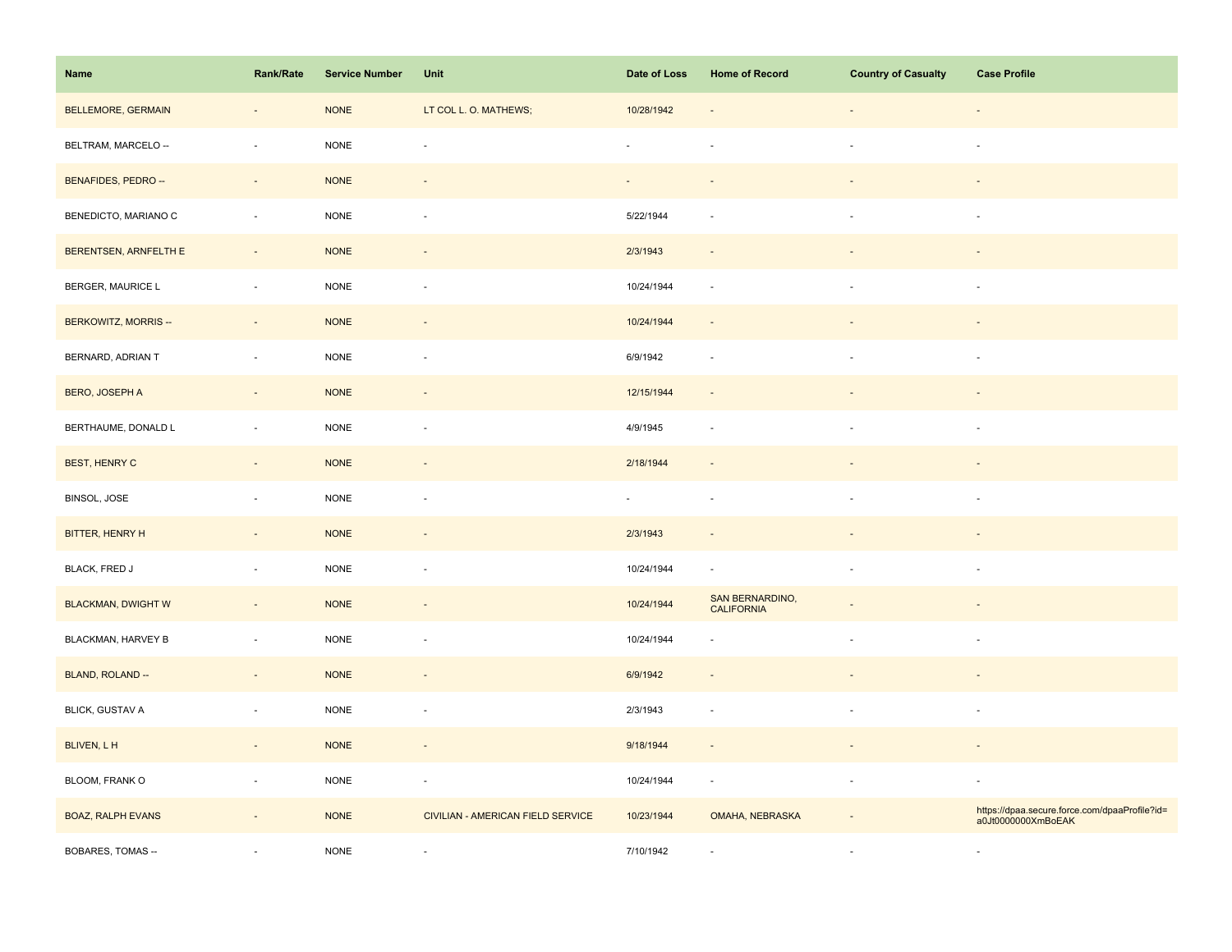| Name | Rank/Rate | Service Number | Unit | Date of Loss | Home of Record | Country of Casualty | Case Profile |
| --- | --- | --- | --- | --- | --- | --- | --- |
| BELLEMORE, GERMAIN | - | NONE | LT COL L. O. MATHEWS; | 10/28/1942 | - | - | - |
| BELTRAM, MARCELO -- | - | NONE | - | - | - | - | - |
| BENAFIDES, PEDRO -- | - | NONE | - | - | - | - | - |
| BENEDICTO, MARIANO C | - | NONE | - | 5/22/1944 | - | - | - |
| BERENTSEN, ARNFELTH E | - | NONE | - | 2/3/1943 | - | - | - |
| BERGER, MAURICE L | - | NONE | - | 10/24/1944 | - | - | - |
| BERKOWITZ, MORRIS -- | - | NONE | - | 10/24/1944 | - | - | - |
| BERNARD, ADRIAN T | - | NONE | - | 6/9/1942 | - | - | - |
| BERO, JOSEPH A | - | NONE | - | 12/15/1944 | - | - | - |
| BERTHAUME, DONALD L | - | NONE | - | 4/9/1945 | - | - | - |
| BEST, HENRY C | - | NONE | - | 2/18/1944 | - | - | - |
| BINSOL, JOSE | - | NONE | - | - | - | - | - |
| BITTER, HENRY H | - | NONE | - | 2/3/1943 | - | - | - |
| BLACK, FRED J | - | NONE | - | 10/24/1944 | - | - | - |
| BLACKMAN, DWIGHT W | - | NONE | - | 10/24/1944 | SAN BERNARDINO, CALIFORNIA | - | - |
| BLACKMAN, HARVEY B | - | NONE | - | 10/24/1944 | - | - | - |
| BLAND, ROLAND -- | - | NONE | - | 6/9/1942 | - | - | - |
| BLICK, GUSTAV A | - | NONE | - | 2/3/1943 | - | - | - |
| BLIVEN, L H | - | NONE | - | 9/18/1944 | - | - | - |
| BLOOM, FRANK O | - | NONE | - | 10/24/1944 | - | - | - |
| BOAZ, RALPH EVANS | - | NONE | CIVILIAN - AMERICAN FIELD SERVICE | 10/23/1944 | OMAHA, NEBRASKA | - | https://dpaa.secure.force.com/dpaaProfile?id=a0Jt0000000XmBoEAK |
| BOBARES, TOMAS -- | - | NONE | - | 7/10/1942 | - | - | - |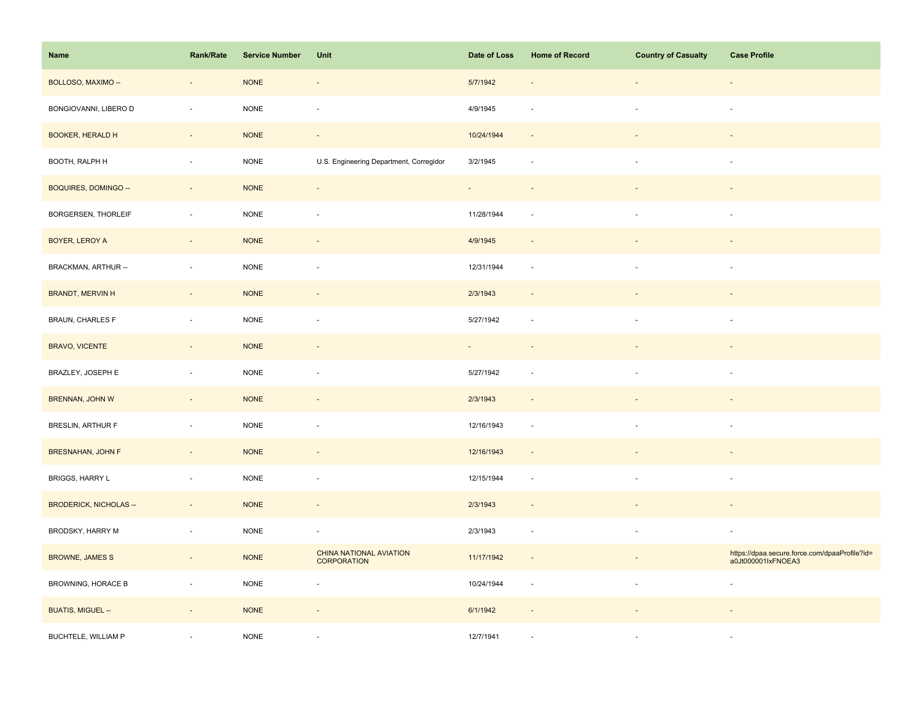| Name | Rank/Rate | Service Number | Unit | Date of Loss | Home of Record | Country of Casualty | Case Profile |
|---|---|---|---|---|---|---|---|
| BOLLOSO, MAXIMO -- | - | NONE | - | 5/7/1942 | - | - | - |
| BONGIOVANNI, LIBERO D | - | NONE | - | 4/9/1945 | - | - | - |
| BOOKER, HERALD H | - | NONE | - | 10/24/1944 | - | - | - |
| BOOTH, RALPH H | - | NONE | U.S. Engineering Department, Corregidor | 3/2/1945 | - | - | - |
| BOQUIRES, DOMINGO -- | - | NONE | - | - | - | - | - |
| BORGERSEN, THORLEIF | - | NONE | - | 11/28/1944 | - | - | - |
| BOYER, LEROY A | - | NONE | - | 4/9/1945 | - | - | - |
| BRACKMAN, ARTHUR -- | - | NONE | - | 12/31/1944 | - | - | - |
| BRANDT, MERVIN H | - | NONE | - | 2/3/1943 | - | - | - |
| BRAUN, CHARLES F | - | NONE | - | 5/27/1942 | - | - | - |
| BRAVO, VICENTE | - | NONE | - | - | - | - | - |
| BRAZLEY, JOSEPH E | - | NONE | - | 5/27/1942 | - | - | - |
| BRENNAN, JOHN W | - | NONE | - | 2/3/1943 | - | - | - |
| BRESLIN, ARTHUR F | - | NONE | - | 12/16/1943 | - | - | - |
| BRESNAHAN, JOHN F | - | NONE | - | 12/16/1943 | - | - | - |
| BRIGGS, HARRY L | - | NONE | - | 12/15/1944 | - | - | - |
| BRODERICK, NICHOLAS -- | - | NONE | - | 2/3/1943 | - | - | - |
| BRODSKY, HARRY M | - | NONE | - | 2/3/1943 | - | - | - |
| BROWNE, JAMES S | - | NONE | CHINA NATIONAL AVIATION CORPORATION | 11/17/1942 | - | - | https://dpaa.secure.force.com/dpaaProfile?id=a0Jt000001IxFNOEA3 |
| BROWNING, HORACE B | - | NONE | - | 10/24/1944 | - | - | - |
| BUATIS, MIGUEL -- | - | NONE | - | 6/1/1942 | - | - | - |
| BUCHTELE, WILLIAM P | - | NONE | - | 12/7/1941 | - | - | - |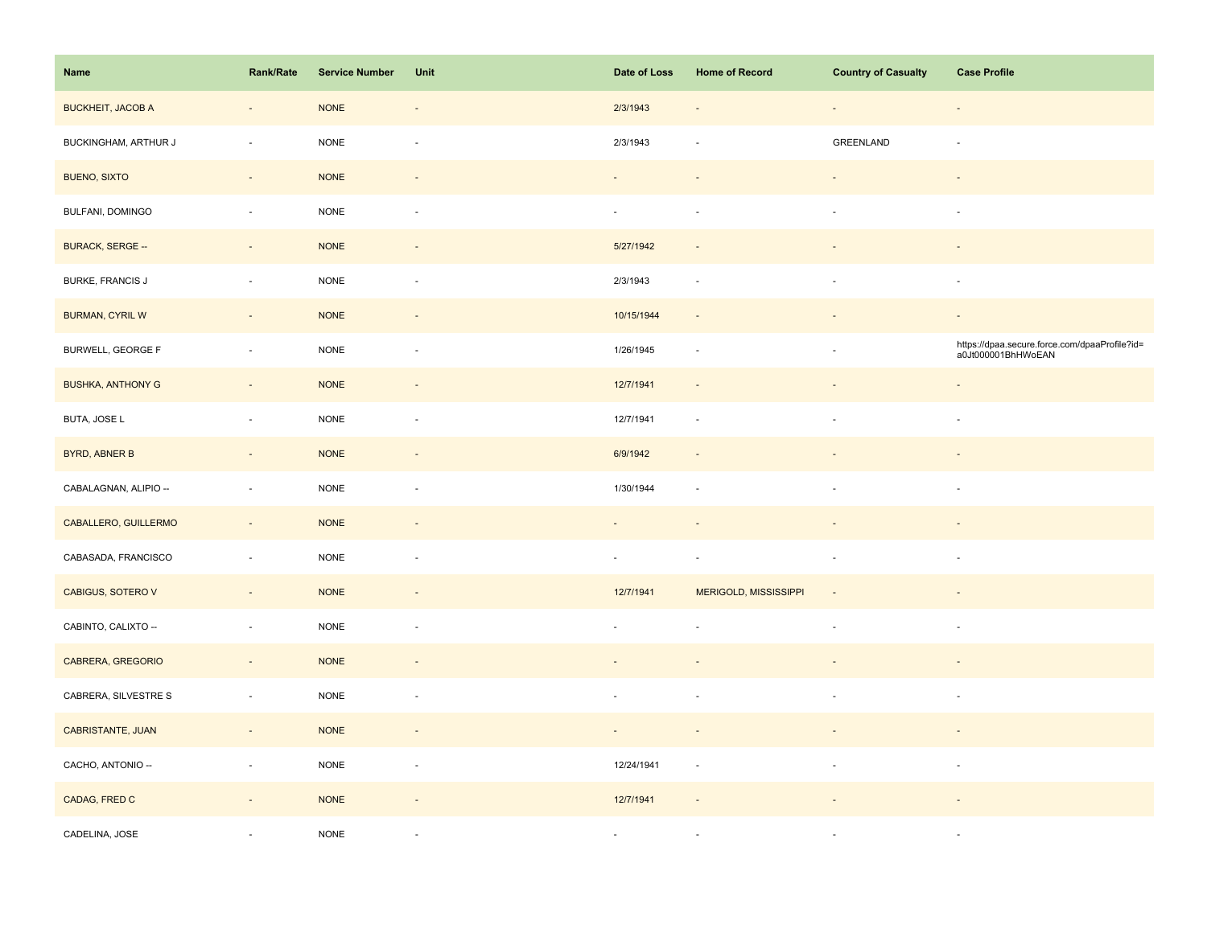| Name | Rank/Rate | Service Number | Unit | Date of Loss | Home of Record | Country of Casualty | Case Profile |
| --- | --- | --- | --- | --- | --- | --- | --- |
| BUCKHEIT, JACOB A | - | NONE | - | 2/3/1943 | - | - | - |
| BUCKINGHAM, ARTHUR J | - | NONE | - | 2/3/1943 | - | GREENLAND | - |
| BUENO, SIXTO | - | NONE | - | - | - | - | - |
| BULFANI, DOMINGO | - | NONE | - | - | - | - | - |
| BURACK, SERGE -- | - | NONE | - | 5/27/1942 | - | - | - |
| BURKE, FRANCIS J | - | NONE | - | 2/3/1943 | - | - | - |
| BURMAN, CYRIL W | - | NONE | - | 10/15/1944 | - | - | - |
| BURWELL, GEORGE F | - | NONE | - | 1/26/1945 | - | - | https://dpaa.secure.force.com/dpaaProfile?id=a0Jt000001BhHWoEAN |
| BUSHKA, ANTHONY G | - | NONE | - | 12/7/1941 | - | - | - |
| BUTA, JOSE L | - | NONE | - | 12/7/1941 | - | - | - |
| BYRD, ABNER B | - | NONE | - | 6/9/1942 | - | - | - |
| CABALAGNAN, ALIPIO -- | - | NONE | - | 1/30/1944 | - | - | - |
| CABALLERO, GUILLERMO | - | NONE | - | - | - | - | - |
| CABASADA, FRANCISCO | - | NONE | - | - | - | - | - |
| CABIGUS, SOTERO V | - | NONE | - | 12/7/1941 | MERIGOLD, MISSISSIPPI | - | - |
| CABINTO, CALIXTO -- | - | NONE | - | - | - | - | - |
| CABRERA, GREGORIO | - | NONE | - | - | - | - | - |
| CABRERA, SILVESTRE S | - | NONE | - | - | - | - | - |
| CABRISTANTE, JUAN | - | NONE | - | - | - | - | - |
| CACHO, ANTONIO -- | - | NONE | - | 12/24/1941 | - | - | - |
| CADAG, FRED C | - | NONE | - | 12/7/1941 | - | - | - |
| CADELINA, JOSE | - | NONE | - | - | - | - | - |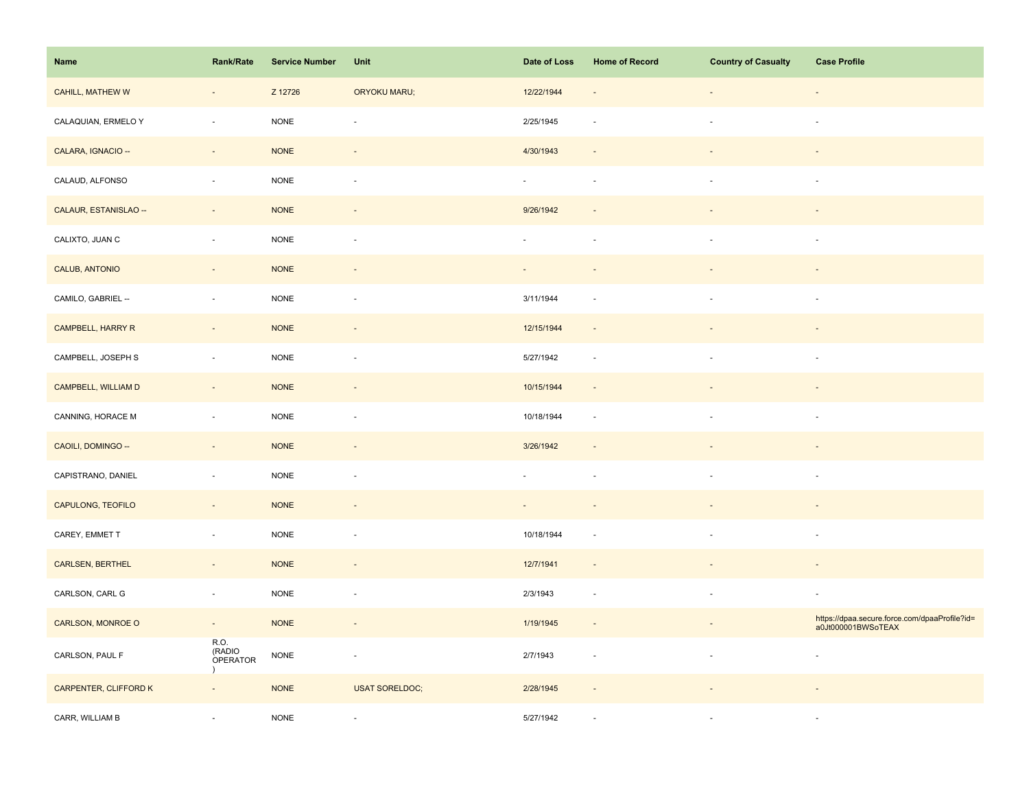| Name | Rank/Rate | Service Number | Unit | Date of Loss | Home of Record | Country of Casualty | Case Profile |
| --- | --- | --- | --- | --- | --- | --- | --- |
| CAHILL, MATHEW W | - | Z 12726 | ORYOKU MARU; | 12/22/1944 | - | - | - |
| CALAQUIAN, ERMELO Y | - | NONE | - | 2/25/1945 | - | - | - |
| CALARA, IGNACIO -- | - | NONE | - | 4/30/1943 | - | - | - |
| CALAUD, ALFONSO | - | NONE | - | - | - | - | - |
| CALAUR, ESTANISLAO -- | - | NONE | - | 9/26/1942 | - | - | - |
| CALIXTO, JUAN C | - | NONE | - | - | - | - | - |
| CALUB, ANTONIO | - | NONE | - | - | - | - | - |
| CAMILO, GABRIEL -- | - | NONE | - | 3/11/1944 | - | - | - |
| CAMPBELL, HARRY R | - | NONE | - | 12/15/1944 | - | - | - |
| CAMPBELL, JOSEPH S | - | NONE | - | 5/27/1942 | - | - | - |
| CAMPBELL, WILLIAM D | - | NONE | - | 10/15/1944 | - | - | - |
| CANNING, HORACE M | - | NONE | - | 10/18/1944 | - | - | - |
| CAOILI, DOMINGO -- | - | NONE | - | 3/26/1942 | - | - | - |
| CAPISTRANO, DANIEL | - | NONE | - | - | - | - | - |
| CAPULONG, TEOFILO | - | NONE | - | - | - | - | - |
| CAREY, EMMET T | - | NONE | - | 10/18/1944 | - | - | - |
| CARLSEN, BERTHEL | - | NONE | - | 12/7/1941 | - | - | - |
| CARLSON, CARL G | - | NONE | - | 2/3/1943 | - | - | - |
| CARLSON, MONROE O | - | NONE | - | 1/19/1945 | - | - | https://dpaa.secure.force.com/dpaaProfile?id=a0Jt000001BWSoTEAX |
| CARLSON, PAUL F | R.O. (RADIO OPERATOR ) | NONE | - | 2/7/1943 | - | - | - |
| CARPENTER, CLIFFORD K | - | NONE | USAT SORELDOC; | 2/28/1945 | - | - | - |
| CARR, WILLIAM B | - | NONE | - | 5/27/1942 | - | - | - |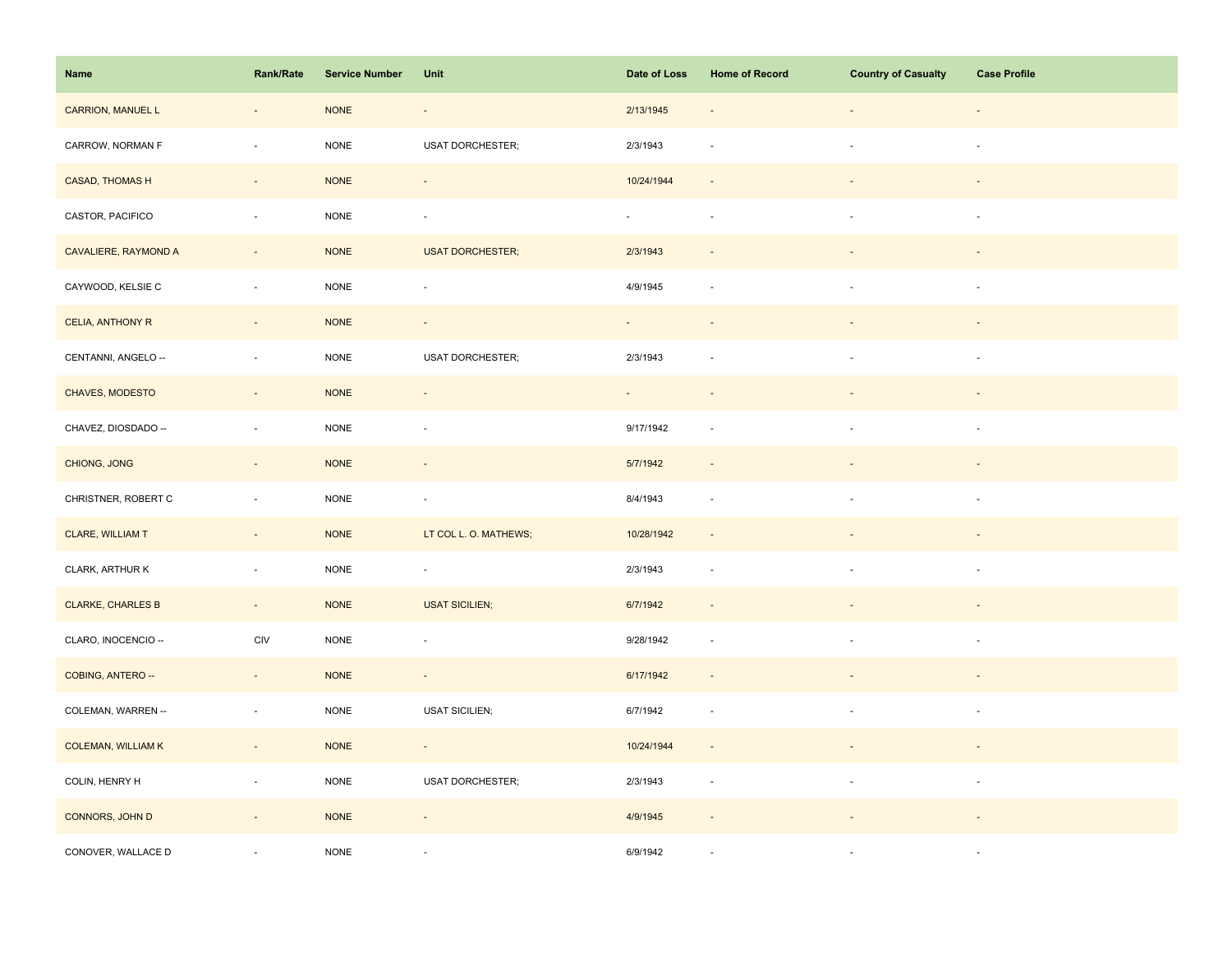| Name | Rank/Rate | Service Number | Unit | Date of Loss | Home of Record | Country of Casualty | Case Profile |
| --- | --- | --- | --- | --- | --- | --- | --- |
| CARRION, MANUEL L | - | NONE | - | 2/13/1945 | - | - | - |
| CARROW, NORMAN F | - | NONE | USAT DORCHESTER; | 2/3/1943 | - | - | - |
| CASAD, THOMAS H | - | NONE | - | 10/24/1944 | - | - | - |
| CASTOR, PACIFICO | - | NONE | - | - | - | - | - |
| CAVALIERE, RAYMOND A | - | NONE | USAT DORCHESTER; | 2/3/1943 | - | - | - |
| CAYWOOD, KELSIE C | - | NONE | - | 4/9/1945 | - | - | - |
| CELIA, ANTHONY R | - | NONE | - | - | - | - | - |
| CENTANNI, ANGELO -- | - | NONE | USAT DORCHESTER; | 2/3/1943 | - | - | - |
| CHAVES, MODESTO | - | NONE | - | - | - | - | - |
| CHAVEZ, DIOSDADO -- | - | NONE | - | 9/17/1942 | - | - | - |
| CHIONG, JONG | - | NONE | - | 5/7/1942 | - | - | - |
| CHRISTNER, ROBERT C | - | NONE | - | 8/4/1943 | - | - | - |
| CLARE, WILLIAM T | - | NONE | LT COL L. O. MATHEWS; | 10/28/1942 | - | - | - |
| CLARK, ARTHUR K | - | NONE | - | 2/3/1943 | - | - | - |
| CLARKE, CHARLES B | - | NONE | USAT SICILIEN; | 6/7/1942 | - | - | - |
| CLARO, INOCENCIO -- | CIV | NONE | - | 9/28/1942 | - | - | - |
| COBING, ANTERO -- | - | NONE | - | 6/17/1942 | - | - | - |
| COLEMAN, WARREN -- | - | NONE | USAT SICILIEN; | 6/7/1942 | - | - | - |
| COLEMAN, WILLIAM K | - | NONE | - | 10/24/1944 | - | - | - |
| COLIN, HENRY H | - | NONE | USAT DORCHESTER; | 2/3/1943 | - | - | - |
| CONNORS, JOHN D | - | NONE | - | 4/9/1945 | - | - | - |
| CONOVER, WALLACE D | - | NONE | - | 6/9/1942 | - | - | - |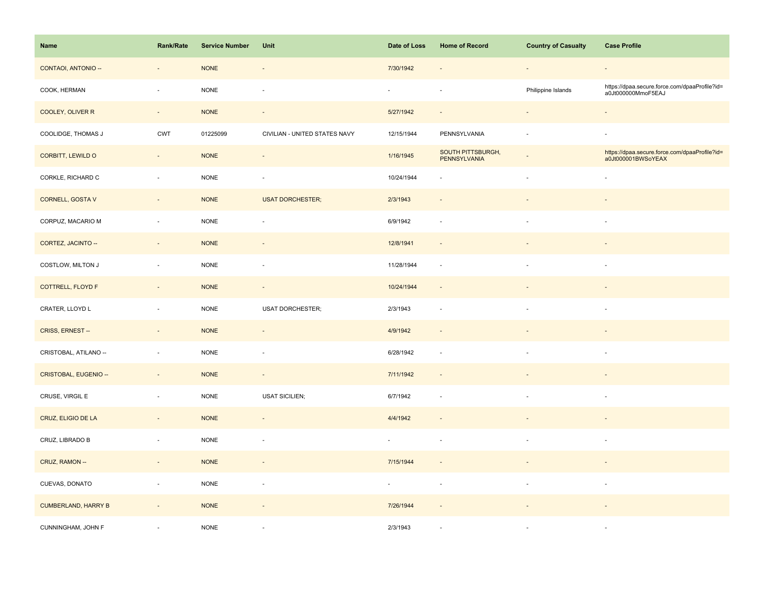| Name | Rank/Rate | Service Number | Unit | Date of Loss | Home of Record | Country of Casualty | Case Profile |
| --- | --- | --- | --- | --- | --- | --- | --- |
| CONTAOI, ANTONIO -- | - | NONE | - | 7/30/1942 | - | - | - |
| COOK, HERMAN | - | NONE | - | - | - | Philippine Islands | https://dpaa.secure.force.com/dpaaProfile?id=a0Jt000000MmoF5EAJ |
| COOLEY, OLIVER R | - | NONE | - | 5/27/1942 | - | - | - |
| COOLIDGE, THOMAS J | CWT | 01225099 | CIVILIAN - UNITED STATES NAVY | 12/15/1944 | PENNSYLVANIA | - | - |
| CORBITT, LEWILD O | - | NONE | - | 1/16/1945 | SOUTH PITTSBURGH, PENNSYLVANIA | - | https://dpaa.secure.force.com/dpaaProfile?id=a0Jt000001BWSoYEAX |
| CORKLE, RICHARD C | - | NONE | - | 10/24/1944 | - | - | - |
| CORNELL, GOSTA V | - | NONE | USAT DORCHESTER; | 2/3/1943 | - | - | - |
| CORPUZ, MACARIO M | - | NONE | - | 6/9/1942 | - | - | - |
| CORTEZ, JACINTO -- | - | NONE | - | 12/8/1941 | - | - | - |
| COSTLOW, MILTON J | - | NONE | - | 11/28/1944 | - | - | - |
| COTTRELL, FLOYD F | - | NONE | - | 10/24/1944 | - | - | - |
| CRATER, LLOYD L | - | NONE | USAT DORCHESTER; | 2/3/1943 | - | - | - |
| CRISS, ERNEST -- | - | NONE | - | 4/9/1942 | - | - | - |
| CRISTOBAL, ATILANO -- | - | NONE | - | 6/28/1942 | - | - | - |
| CRISTOBAL, EUGENIO -- | - | NONE | - | 7/11/1942 | - | - | - |
| CRUSE, VIRGIL E | - | NONE | USAT SICILIEN; | 6/7/1942 | - | - | - |
| CRUZ, ELIGIO DE LA | - | NONE | - | 4/4/1942 | - | - | - |
| CRUZ, LIBRADO B | - | NONE | - | - | - | - | - |
| CRUZ, RAMON -- | - | NONE | - | 7/15/1944 | - | - | - |
| CUEVAS, DONATO | - | NONE | - | - | - | - | - |
| CUMBERLAND, HARRY B | - | NONE | - | 7/26/1944 | - | - | - |
| CUNNINGHAM, JOHN F | - | NONE | - | 2/3/1943 | - | - | - |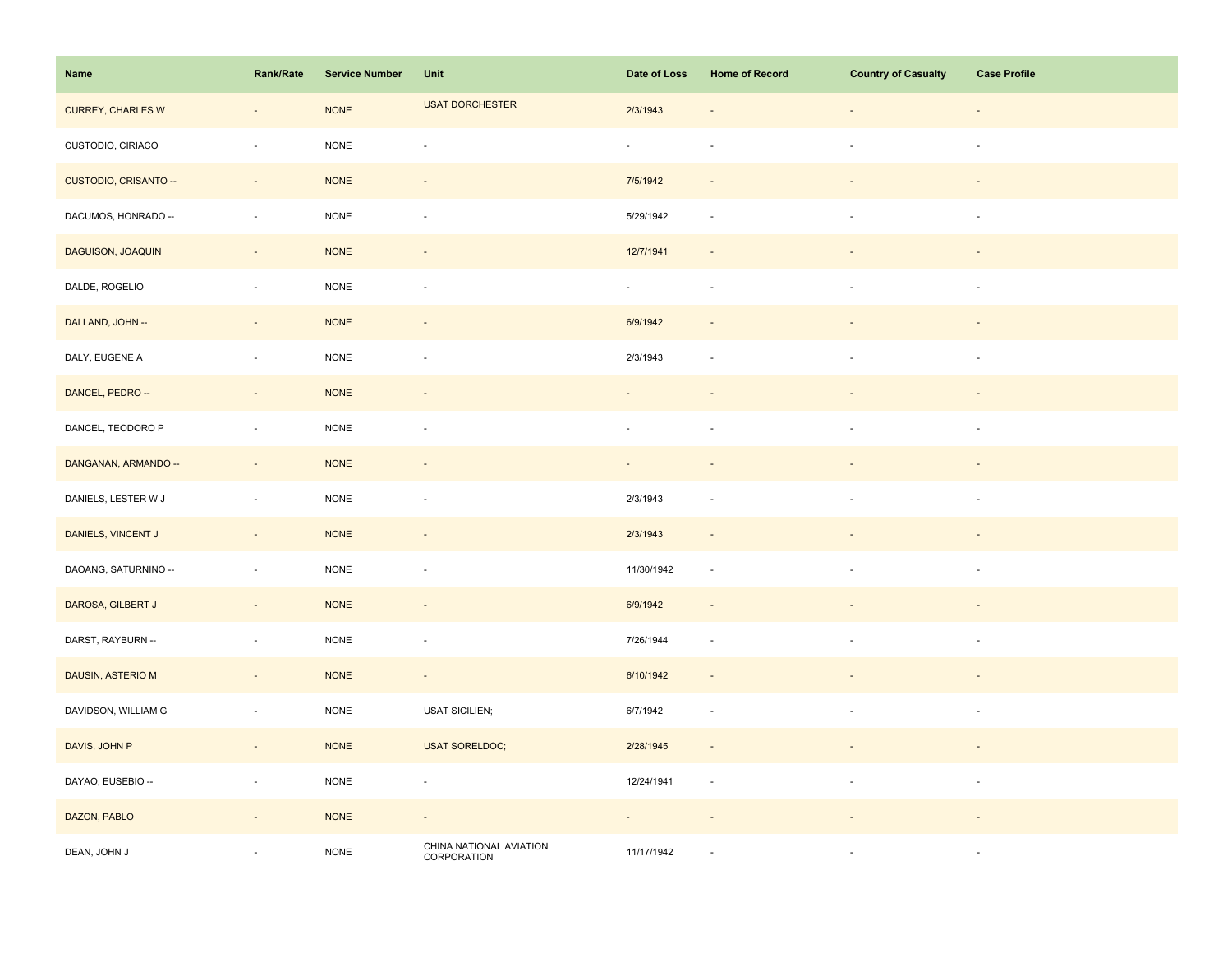| Name | Rank/Rate | Service Number | Unit | Date of Loss | Home of Record | Country of Casualty | Case Profile |
| --- | --- | --- | --- | --- | --- | --- | --- |
| CURREY, CHARLES W | - | NONE | USAT DORCHESTER | 2/3/1943 | - | - | - |
| CUSTODIO, CIRIACO | - | NONE | - | - | - | - | - |
| CUSTODIO, CRISANTO -- | - | NONE | - | 7/5/1942 | - | - | - |
| DACUMOS, HONRADO -- | - | NONE | - | 5/29/1942 | - | - | - |
| DAGUISON, JOAQUIN | - | NONE | - | 12/7/1941 | - | - | - |
| DALDE, ROGELIO | - | NONE | - | - | - | - | - |
| DALLAND, JOHN -- | - | NONE | - | 6/9/1942 | - | - | - |
| DALY, EUGENE A | - | NONE | - | 2/3/1943 | - | - | - |
| DANCEL, PEDRO -- | - | NONE | - | - | - | - | - |
| DANCEL, TEODORO P | - | NONE | - | - | - | - | - |
| DANGANAN, ARMANDO -- | - | NONE | - | - | - | - | - |
| DANIELS, LESTER W J | - | NONE | - | 2/3/1943 | - | - | - |
| DANIELS, VINCENT J | - | NONE | - | 2/3/1943 | - | - | - |
| DAOANG, SATURNINO -- | - | NONE | - | 11/30/1942 | - | - | - |
| DAROSA, GILBERT J | - | NONE | - | 6/9/1942 | - | - | - |
| DARST, RAYBURN -- | - | NONE | - | 7/26/1944 | - | - | - |
| DAUSIN, ASTERIO M | - | NONE | - | 6/10/1942 | - | - | - |
| DAVIDSON, WILLIAM G | - | NONE | USAT SICILIEN; | 6/7/1942 | - | - | - |
| DAVIS, JOHN P | - | NONE | USAT SORELDOC; | 2/28/1945 | - | - | - |
| DAYAO, EUSEBIO -- | - | NONE | - | 12/24/1941 | - | - | - |
| DAZON, PABLO | - | NONE | - | - | - | - | - |
| DEAN, JOHN J | - | NONE | CHINA NATIONAL AVIATION CORPORATION | 11/17/1942 | - | - | - |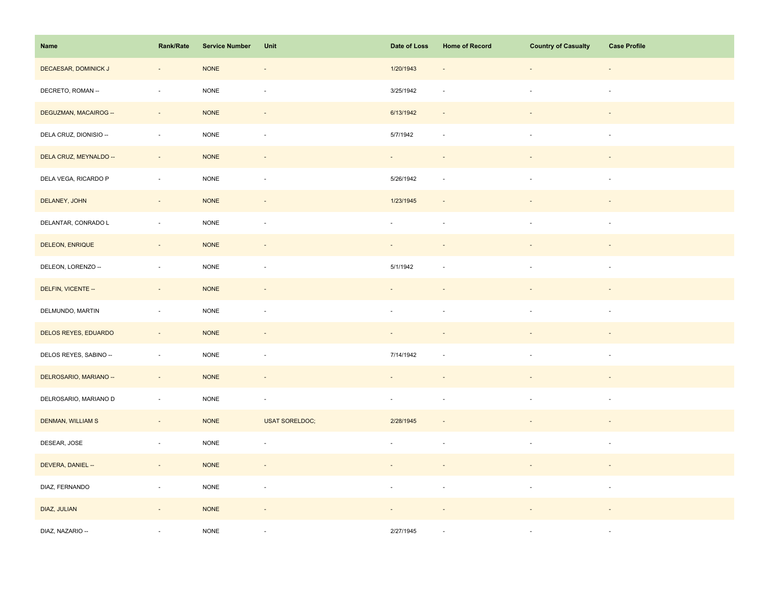| Name | Rank/Rate | Service Number | Unit | Date of Loss | Home of Record | Country of Casualty | Case Profile |
| --- | --- | --- | --- | --- | --- | --- | --- |
| DECAESAR, DOMINICK J | - | NONE | - | 1/20/1943 | - | - | - |
| DECRETO, ROMAN -- | - | NONE | - | 3/25/1942 | - | - | - |
| DEGUZMAN, MACAIROG -- | - | NONE | - | 6/13/1942 | - | - | - |
| DELA CRUZ, DIONISIO -- | - | NONE | - | 5/7/1942 | - | - | - |
| DELA CRUZ, MEYNALDO -- | - | NONE | - | - | - | - | - |
| DELA VEGA, RICARDO P | - | NONE | - | 5/26/1942 | - | - | - |
| DELANEY, JOHN | - | NONE | - | 1/23/1945 | - | - | - |
| DELANTAR, CONRADO L | - | NONE | - | - | - | - | - |
| DELEON, ENRIQUE | - | NONE | - | - | - | - | - |
| DELEON, LORENZO -- | - | NONE | - | 5/1/1942 | - | - | - |
| DELFIN, VICENTE -- | - | NONE | - | - | - | - | - |
| DELMUNDO, MARTIN | - | NONE | - | - | - | - | - |
| DELOS REYES, EDUARDO | - | NONE | - | - | - | - | - |
| DELOS REYES, SABINO -- | - | NONE | - | 7/14/1942 | - | - | - |
| DELROSARIO, MARIANO -- | - | NONE | - | - | - | - | - |
| DELROSARIO, MARIANO D | - | NONE | - | - | - | - | - |
| DENMAN, WILLIAM S | - | NONE | USAT SORELDOC; | 2/28/1945 | - | - | - |
| DESEAR, JOSE | - | NONE | - | - | - | - | - |
| DEVERA, DANIEL -- | - | NONE | - | - | - | - | - |
| DIAZ, FERNANDO | - | NONE | - | - | - | - | - |
| DIAZ, JULIAN | - | NONE | - | - | - | - | - |
| DIAZ, NAZARIO -- | - | NONE | - | 2/27/1945 | - | - | - |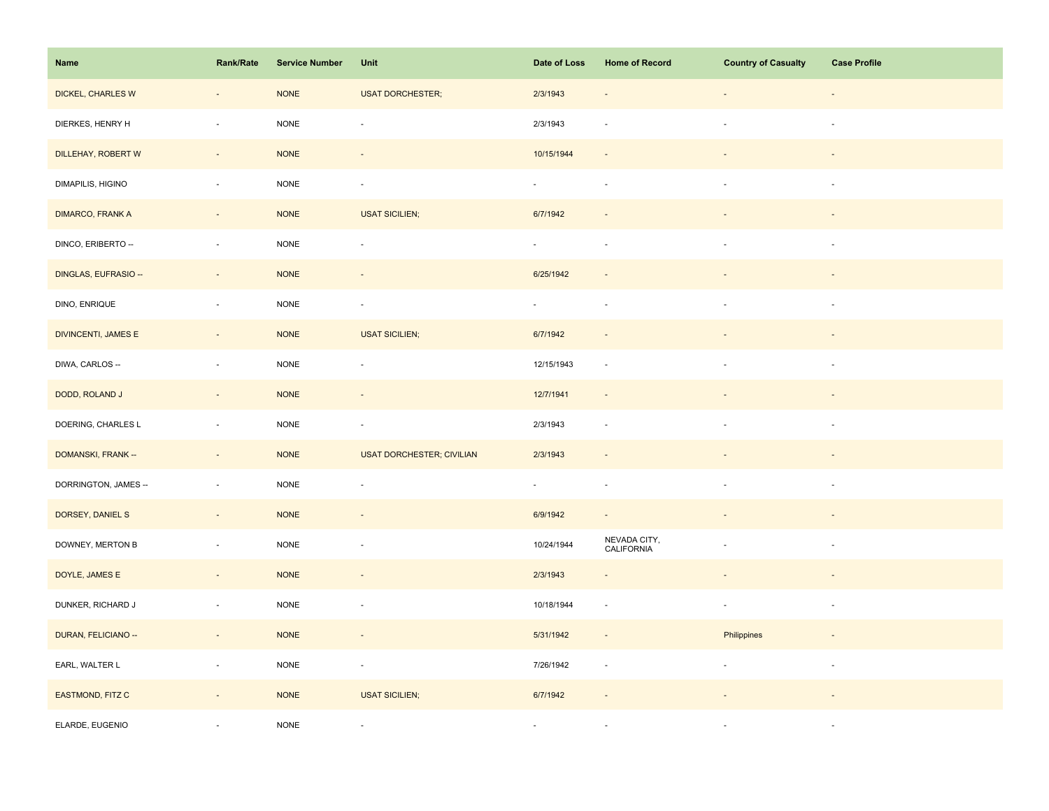| Name | Rank/Rate | Service Number | Unit | Date of Loss | Home of Record | Country of Casualty | Case Profile |
|---|---|---|---|---|---|---|---|
| DICKEL, CHARLES W | - | NONE | USAT DORCHESTER; | 2/3/1943 | - | - | - |
| DIERKES, HENRY H | - | NONE | - | 2/3/1943 | - | - | - |
| DILLEHAY, ROBERT W | - | NONE | - | 10/15/1944 | - | - | - |
| DIMAPILIS, HIGINO | - | NONE | - | - | - | - | - |
| DIMARCO, FRANK A | - | NONE | USAT SICILIEN; | 6/7/1942 | - | - | - |
| DINCO, ERIBERTO -- | - | NONE | - | - | - | - | - |
| DINGLAS, EUFRASIO -- | - | NONE | - | 6/25/1942 | - | - | - |
| DINO, ENRIQUE | - | NONE | - | - | - | - | - |
| DIVINCENTI, JAMES E | - | NONE | USAT SICILIEN; | 6/7/1942 | - | - | - |
| DIWA, CARLOS -- | - | NONE | - | 12/15/1943 | - | - | - |
| DODD, ROLAND J | - | NONE | - | 12/7/1941 | - | - | - |
| DOERING, CHARLES L | - | NONE | - | 2/3/1943 | - | - | - |
| DOMANSKI, FRANK -- | - | NONE | USAT DORCHESTER; CIVILIAN | 2/3/1943 | - | - | - |
| DORRINGTON, JAMES -- | - | NONE | - | - | - | - | - |
| DORSEY, DANIEL S | - | NONE | - | 6/9/1942 | - | - | - |
| DOWNEY, MERTON B | - | NONE | - | 10/24/1944 | NEVADA CITY, CALIFORNIA | - | - |
| DOYLE, JAMES E | - | NONE | - | 2/3/1943 | - | - | - |
| DUNKER, RICHARD J | - | NONE | - | 10/18/1944 | - | - | - |
| DURAN, FELICIANO -- | - | NONE | - | 5/31/1942 | - | Philippines | - |
| EARL, WALTER L | - | NONE | - | 7/26/1942 | - | - | - |
| EASTMOND, FITZ C | - | NONE | USAT SICILIEN; | 6/7/1942 | - | - | - |
| ELARDE, EUGENIO | - | NONE | - | - | - | - | - |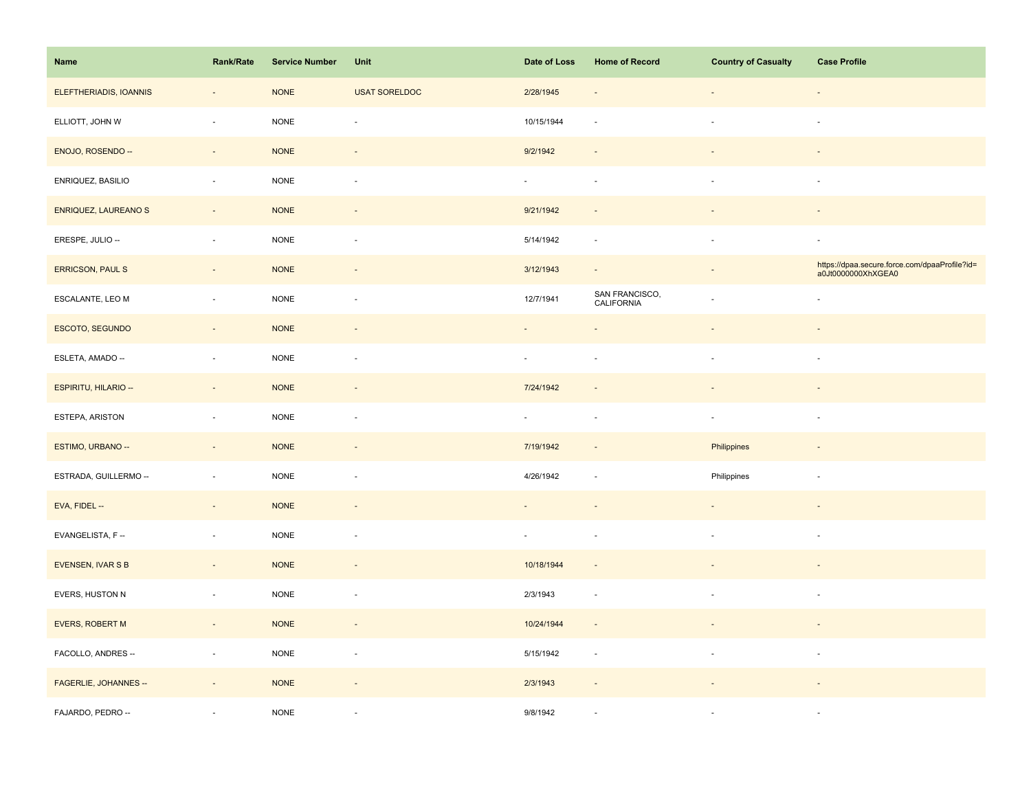| Name | Rank/Rate | Service Number | Unit | Date of Loss | Home of Record | Country of Casualty | Case Profile |
| --- | --- | --- | --- | --- | --- | --- | --- |
| ELEFTHERIADIS, IOANNIS | - | NONE | USAT SORELDOC | 2/28/1945 | - | - | - |
| ELLIOTT, JOHN W | - | NONE | - | 10/15/1944 | - | - | - |
| ENOJO, ROSENDO -- | - | NONE | - | 9/2/1942 | - | - | - |
| ENRIQUEZ, BASILIO | - | NONE | - | - | - | - | - |
| ENRIQUEZ, LAUREANO S | - | NONE | - | 9/21/1942 | - | - | - |
| ERESPE, JULIO -- | - | NONE | - | 5/14/1942 | - | - | - |
| ERRICSON, PAUL S | - | NONE | - | 3/12/1943 | - | - | https://dpaa.secure.force.com/dpaaProfile?id=a0Jt0000000XhXGEA0 |
| ESCALANTE, LEO M | - | NONE | - | 12/7/1941 | SAN FRANCISCO, CALIFORNIA | - | - |
| ESCOTO, SEGUNDO | - | NONE | - | - | - | - | - |
| ESLETA, AMADO -- | - | NONE | - | - | - | - | - |
| ESPIRITU, HILARIO -- | - | NONE | - | 7/24/1942 | - | - | - |
| ESTEPA, ARISTON | - | NONE | - | - | - | - | - |
| ESTIMO, URBANO -- | - | NONE | - | 7/19/1942 | - | Philippines | - |
| ESTRADA, GUILLERMO -- | - | NONE | - | 4/26/1942 | - | Philippines | - |
| EVA, FIDEL -- | - | NONE | - | - | - | - | - |
| EVANGELISTA, F -- | - | NONE | - | - | - | - | - |
| EVENSEN, IVAR S B | - | NONE | - | 10/18/1944 | - | - | - |
| EVERS, HUSTON N | - | NONE | - | 2/3/1943 | - | - | - |
| EVERS, ROBERT M | - | NONE | - | 10/24/1944 | - | - | - |
| FACOLLO, ANDRES -- | - | NONE | - | 5/15/1942 | - | - | - |
| FAGERLIE, JOHANNES -- | - | NONE | - | 2/3/1943 | - | - | - |
| FAJARDO, PEDRO -- | - | NONE | - | 9/8/1942 | - | - | - |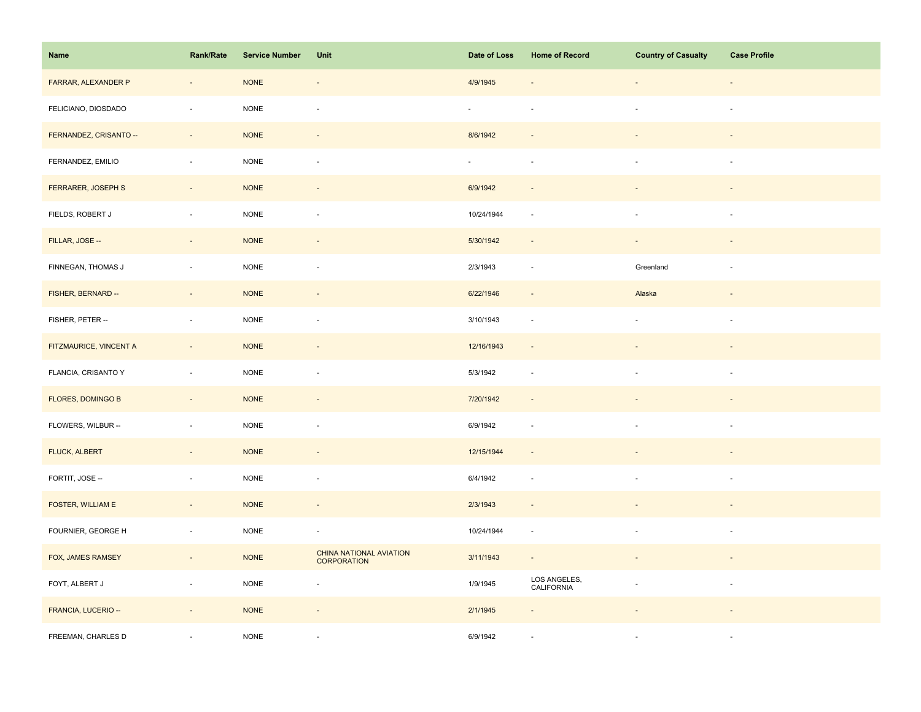| Name | Rank/Rate | Service Number | Unit | Date of Loss | Home of Record | Country of Casualty | Case Profile |
| --- | --- | --- | --- | --- | --- | --- | --- |
| FARRAR, ALEXANDER P | - | NONE | - | 4/9/1945 | - | - | - |
| FELICIANO, DIOSDADO | - | NONE | - | - | - | - | - |
| FERNANDEZ, CRISANTO -- | - | NONE | - | 8/6/1942 | - | - | - |
| FERNANDEZ, EMILIO | - | NONE | - | - | - | - | - |
| FERRARER, JOSEPH S | - | NONE | - | 6/9/1942 | - | - | - |
| FIELDS, ROBERT J | - | NONE | - | 10/24/1944 | - | - | - |
| FILLAR, JOSE -- | - | NONE | - | 5/30/1942 | - | - | - |
| FINNEGAN, THOMAS J | - | NONE | - | 2/3/1943 | - | Greenland | - |
| FISHER, BERNARD -- | - | NONE | - | 6/22/1946 | - | Alaska | - |
| FISHER, PETER -- | - | NONE | - | 3/10/1943 | - | - | - |
| FITZMAURICE, VINCENT A | - | NONE | - | 12/16/1943 | - | - | - |
| FLANCIA, CRISANTO Y | - | NONE | - | 5/3/1942 | - | - | - |
| FLORES, DOMINGO B | - | NONE | - | 7/20/1942 | - | - | - |
| FLOWERS, WILBUR -- | - | NONE | - | 6/9/1942 | - | - | - |
| FLUCK, ALBERT | - | NONE | - | 12/15/1944 | - | - | - |
| FORTIT, JOSE -- | - | NONE | - | 6/4/1942 | - | - | - |
| FOSTER, WILLIAM E | - | NONE | - | 2/3/1943 | - | - | - |
| FOURNIER, GEORGE H | - | NONE | - | 10/24/1944 | - | - | - |
| FOX, JAMES RAMSEY | - | NONE | CHINA NATIONAL AVIATION CORPORATION | 3/11/1943 | - | - | - |
| FOYT, ALBERT J | - | NONE | - | 1/9/1945 | LOS ANGELES, CALIFORNIA | - | - |
| FRANCIA, LUCERIO -- | - | NONE | - | 2/1/1945 | - | - | - |
| FREEMAN, CHARLES D | - | NONE | - | 6/9/1942 | - | - | - |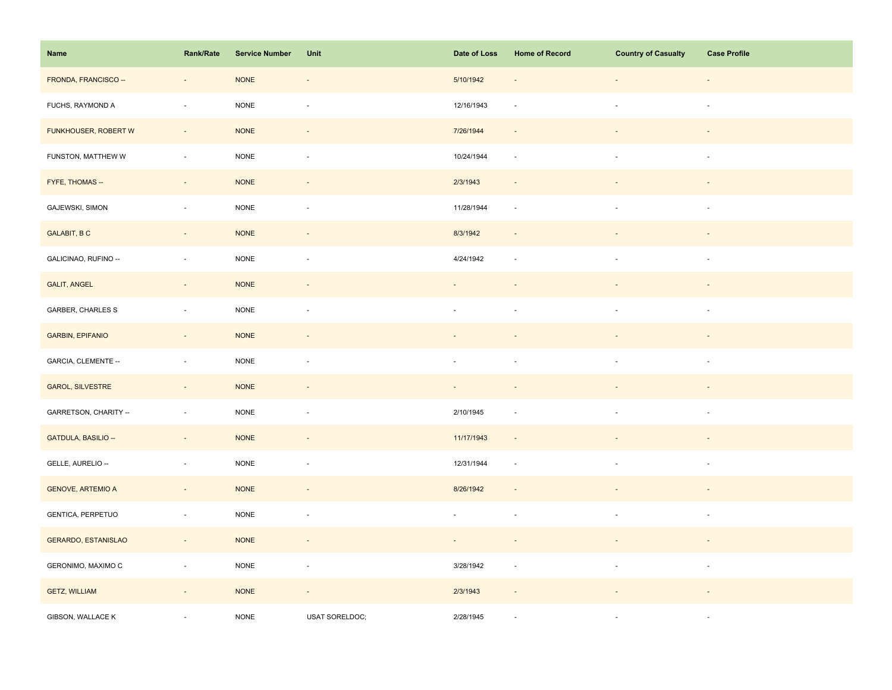| Name | Rank/Rate | Service Number | Unit | Date of Loss | Home of Record | Country of Casualty | Case Profile |
|---|---|---|---|---|---|---|---|
| FRONDA, FRANCISCO -- | - | NONE | - | 5/10/1942 | - | - | - |
| FUCHS, RAYMOND A | - | NONE | - | 12/16/1943 | - | - | - |
| FUNKHOUSER, ROBERT W | - | NONE | - | 7/26/1944 | - | - | - |
| FUNSTON, MATTHEW W | - | NONE | - | 10/24/1944 | - | - | - |
| FYFE, THOMAS -- | - | NONE | - | 2/3/1943 | - | - | - |
| GAJEWSKI, SIMON | - | NONE | - | 11/28/1944 | - | - | - |
| GALABIT, B C | - | NONE | - | 8/3/1942 | - | - | - |
| GALICINAO, RUFINO -- | - | NONE | - | 4/24/1942 | - | - | - |
| GALIT, ANGEL | - | NONE | - | - | - | - | - |
| GARBER, CHARLES S | - | NONE | - | - | - | - | - |
| GARBIN, EPIFANIO | - | NONE | - | - | - | - | - |
| GARCIA, CLEMENTE -- | - | NONE | - | - | - | - | - |
| GAROL, SILVESTRE | - | NONE | - | - | - | - | - |
| GARRETSON, CHARITY -- | - | NONE | - | 2/10/1945 | - | - | - |
| GATDULA, BASILIO -- | - | NONE | - | 11/17/1943 | - | - | - |
| GELLE, AURELIO -- | - | NONE | - | 12/31/1944 | - | - | - |
| GENOVE, ARTEMIO A | - | NONE | - | 8/26/1942 | - | - | - |
| GENTICA, PERPETUO | - | NONE | - | - | - | - | - |
| GERARDO, ESTANISLAO | - | NONE | - | - | - | - | - |
| GERONIMO, MAXIMO C | - | NONE | - | 3/28/1942 | - | - | - |
| GETZ, WILLIAM | - | NONE | - | 2/3/1943 | - | - | - |
| GIBSON, WALLACE K | - | NONE | USAT SORELDOC; | 2/28/1945 | - | - | - |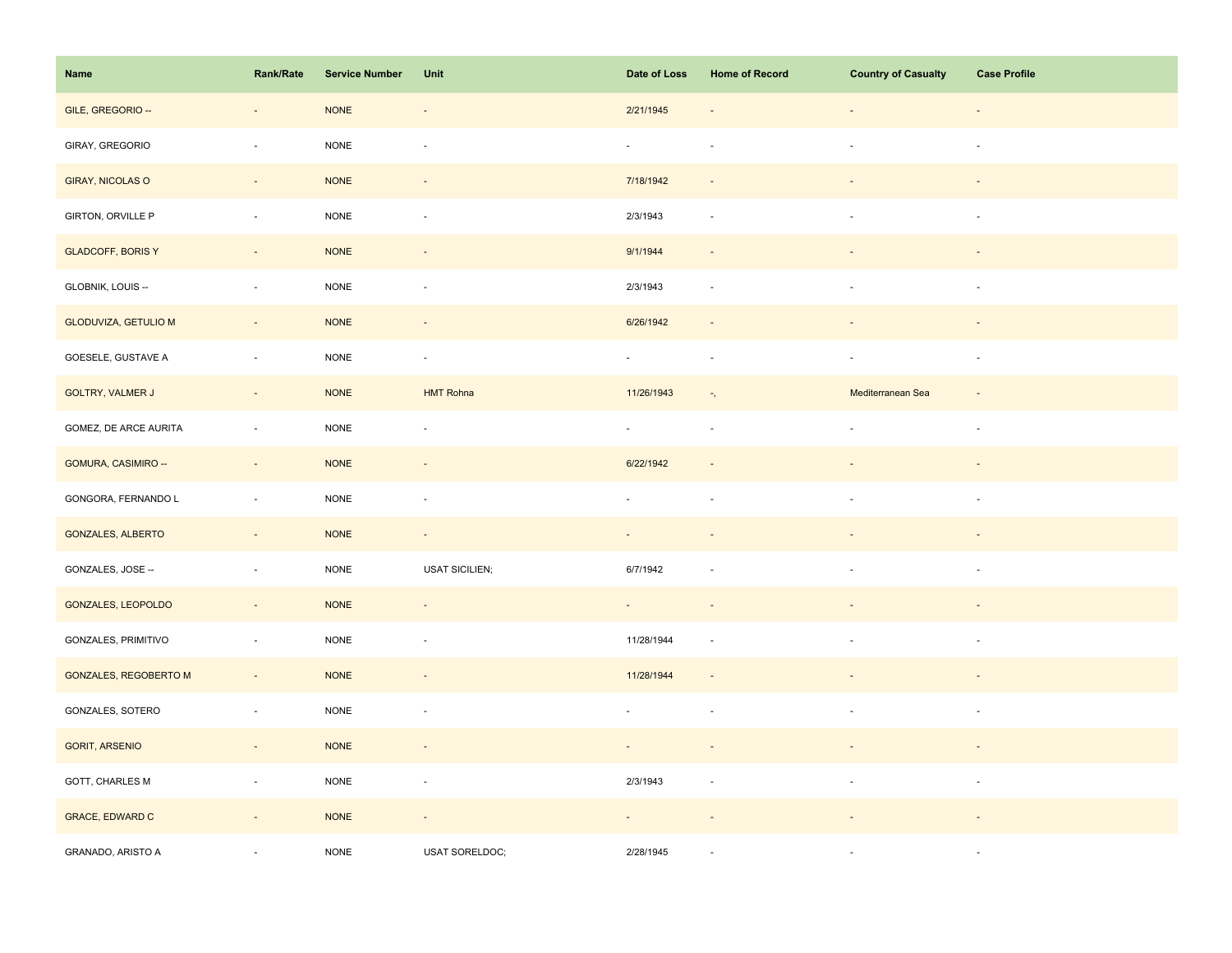| Name | Rank/Rate | Service Number | Unit | Date of Loss | Home of Record | Country of Casualty | Case Profile |
| --- | --- | --- | --- | --- | --- | --- | --- |
| GILE, GREGORIO -- | - | NONE | - | 2/21/1945 | - | - | - |
| GIRAY, GREGORIO | - | NONE | - | - | - | - | - |
| GIRAY, NICOLAS O | - | NONE | - | 7/18/1942 | - | - | - |
| GIRTON, ORVILLE P | - | NONE | - | 2/3/1943 | - | - | - |
| GLADCOFF, BORIS Y | - | NONE | - | 9/1/1944 | - | - | - |
| GLOBNIK, LOUIS -- | - | NONE | - | 2/3/1943 | - | - | - |
| GLODUVIZA, GETULIO M | - | NONE | - | 6/26/1942 | - | - | - |
| GOESELE, GUSTAVE A | - | NONE | - | - | - | - | - |
| GOLTRY, VALMER J | - | NONE | HMT Rohna | 11/26/1943 | -, | Mediterranean Sea | - |
| GOMEZ, DE ARCE AURITA | - | NONE | - | - | - | - | - |
| GOMURA, CASIMIRO -- | - | NONE | - | 6/22/1942 | - | - | - |
| GONGORA, FERNANDO L | - | NONE | - | - | - | - | - |
| GONZALES, ALBERTO | - | NONE | - | - | - | - | - |
| GONZALES, JOSE -- | - | NONE | USAT SICILIEN; | 6/7/1942 | - | - | - |
| GONZALES, LEOPOLDO | - | NONE | - | - | - | - | - |
| GONZALES, PRIMITIVO | - | NONE | - | 11/28/1944 | - | - | - |
| GONZALES, REGOBERTO M | - | NONE | - | 11/28/1944 | - | - | - |
| GONZALES, SOTERO | - | NONE | - | - | - | - | - |
| GORIT, ARSENIO | - | NONE | - | - | - | - | - |
| GOTT, CHARLES M | - | NONE | - | 2/3/1943 | - | - | - |
| GRACE, EDWARD C | - | NONE | - | - | - | - | - |
| GRANADO, ARISTO A | - | NONE | USAT SORELDOC; | 2/28/1945 | - | - | - |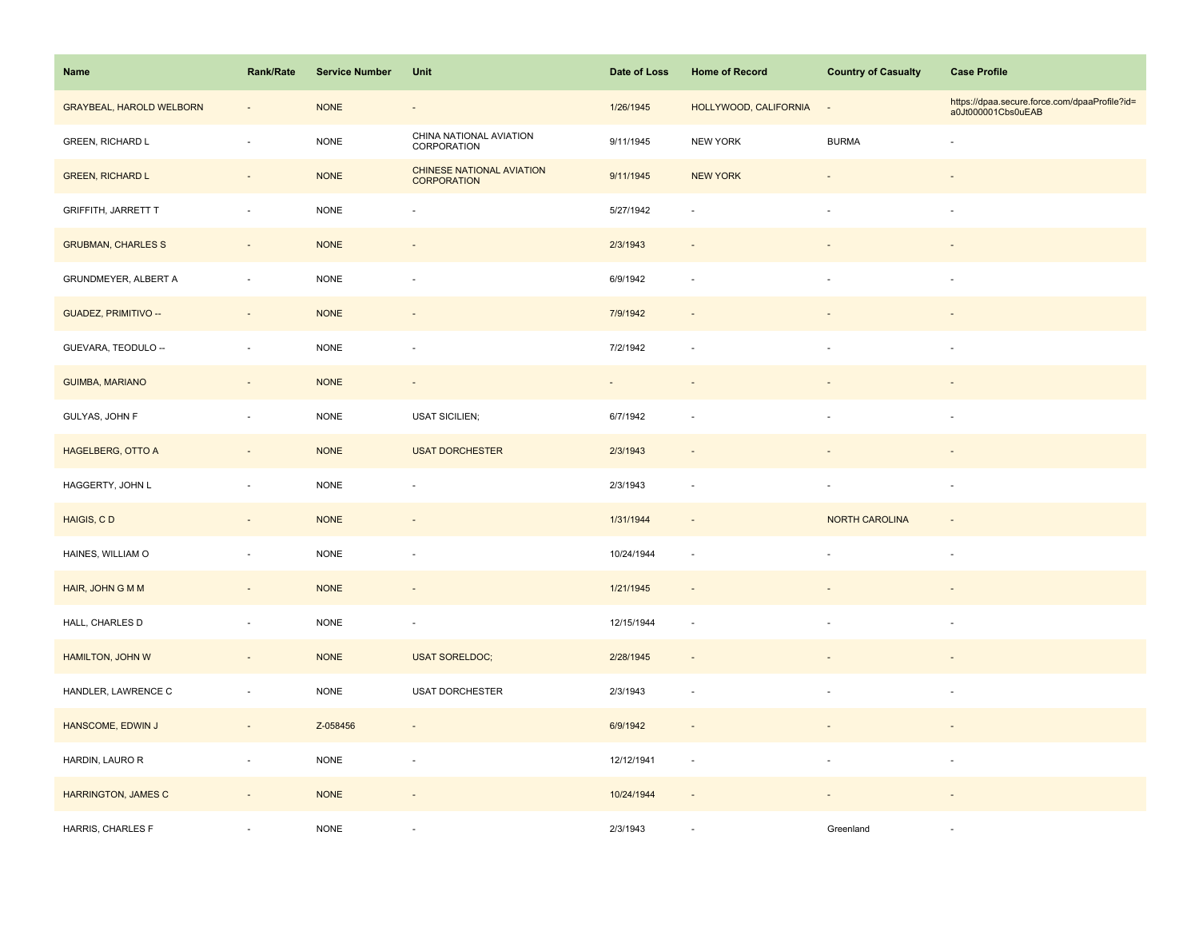| Name | Rank/Rate | Service Number | Unit | Date of Loss | Home of Record | Country of Casualty | Case Profile |
|---|---|---|---|---|---|---|---|
| GRAYBEAL, HAROLD WELBORN | - | NONE | - | 1/26/1945 | HOLLYWOOD, CALIFORNIA | - | https://dpaa.secure.force.com/dpaaProfile?id=a0Jt000001Cbs0uEAB |
| GREEN, RICHARD L | - | NONE | CHINA NATIONAL AVIATION CORPORATION | 9/11/1945 | NEW YORK | BURMA | - |
| GREEN, RICHARD L | - | NONE | CHINESE NATIONAL AVIATION CORPORATION | 9/11/1945 | NEW YORK | - | - |
| GRIFFITH, JARRETT T | - | NONE | - | 5/27/1942 | - | - | - |
| GRUBMAN, CHARLES S | - | NONE | - | 2/3/1943 | - | - | - |
| GRUNDMEYER, ALBERT A | - | NONE | - | 6/9/1942 | - | - | - |
| GUADEZ, PRIMITIVO -- | - | NONE | - | 7/9/1942 | - | - | - |
| GUEVARA, TEODULO -- | - | NONE | - | 7/2/1942 | - | - | - |
| GUIMBA, MARIANO | - | NONE | - | - | - | - | - |
| GULYAS, JOHN F | - | NONE | USAT SICILIEN; | 6/7/1942 | - | - | - |
| HAGELBERG, OTTO A | - | NONE | USAT DORCHESTER | 2/3/1943 | - | - | - |
| HAGGERTY, JOHN L | - | NONE | - | 2/3/1943 | - | - | - |
| HAIGIS, C D | - | NONE | - | 1/31/1944 | - | NORTH CAROLINA | - |
| HAINES, WILLIAM O | - | NONE | - | 10/24/1944 | - | - | - |
| HAIR, JOHN G M M | - | NONE | - | 1/21/1945 | - | - | - |
| HALL, CHARLES D | - | NONE | - | 12/15/1944 | - | - | - |
| HAMILTON, JOHN W | - | NONE | USAT SORELDOC; | 2/28/1945 | - | - | - |
| HANDLER, LAWRENCE C | - | NONE | USAT DORCHESTER | 2/3/1943 | - | - | - |
| HANSCOME, EDWIN J | - | Z-058456 | - | 6/9/1942 | - | - | - |
| HARDIN, LAURO R | - | NONE | - | 12/12/1941 | - | - | - |
| HARRINGTON, JAMES C | - | NONE | - | 10/24/1944 | - | - | - |
| HARRIS, CHARLES F | - | NONE | - | 2/3/1943 | - | Greenland | - |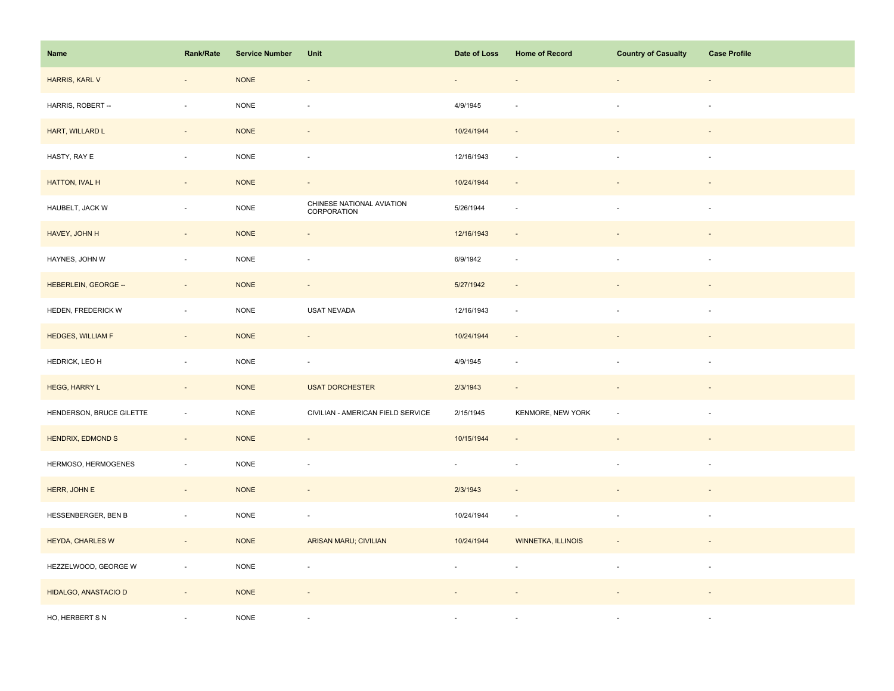| Name | Rank/Rate | Service Number | Unit | Date of Loss | Home of Record | Country of Casualty | Case Profile |
|---|---|---|---|---|---|---|---|
| HARRIS, KARL V | - | NONE | - | - | - | - | - |
| HARRIS, ROBERT -- | - | NONE | - | 4/9/1945 | - | - | - |
| HART, WILLARD L | - | NONE | - | 10/24/1944 | - | - | - |
| HASTY, RAY E | - | NONE | - | 12/16/1943 | - | - | - |
| HATTON, IVAL H | - | NONE | - | 10/24/1944 | - | - | - |
| HAUBELT, JACK W | - | NONE | CHINESE NATIONAL AVIATION CORPORATION | 5/26/1944 | - | - | - |
| HAVEY, JOHN H | - | NONE | - | 12/16/1943 | - | - | - |
| HAYNES, JOHN W | - | NONE | - | 6/9/1942 | - | - | - |
| HEBERLEIN, GEORGE -- | - | NONE | - | 5/27/1942 | - | - | - |
| HEDEN, FREDERICK W | - | NONE | USAT NEVADA | 12/16/1943 | - | - | - |
| HEDGES, WILLIAM F | - | NONE | - | 10/24/1944 | - | - | - |
| HEDRICK, LEO H | - | NONE | - | 4/9/1945 | - | - | - |
| HEGG, HARRY L | - | NONE | USAT DORCHESTER | 2/3/1943 | - | - | - |
| HENDERSON, BRUCE GILETTE | - | NONE | CIVILIAN - AMERICAN FIELD SERVICE | 2/15/1945 | KENMORE, NEW YORK | - | - |
| HENDRIX, EDMOND S | - | NONE | - | 10/15/1944 | - | - | - |
| HERMOSO, HERMOGENES | - | NONE | - | - | - | - | - |
| HERR, JOHN E | - | NONE | - | 2/3/1943 | - | - | - |
| HESSENBERGER, BEN B | - | NONE | - | 10/24/1944 | - | - | - |
| HEYDA, CHARLES W | - | NONE | ARISAN MARU; CIVILIAN | 10/24/1944 | WINNETKA, ILLINOIS | - | - |
| HEZZELWOOD, GEORGE W | - | NONE | - | - | - | - | - |
| HIDALGO, ANASTACIO D | - | NONE | - | - | - | - | - |
| HO, HERBERT S N | - | NONE | - | - | - | - | - |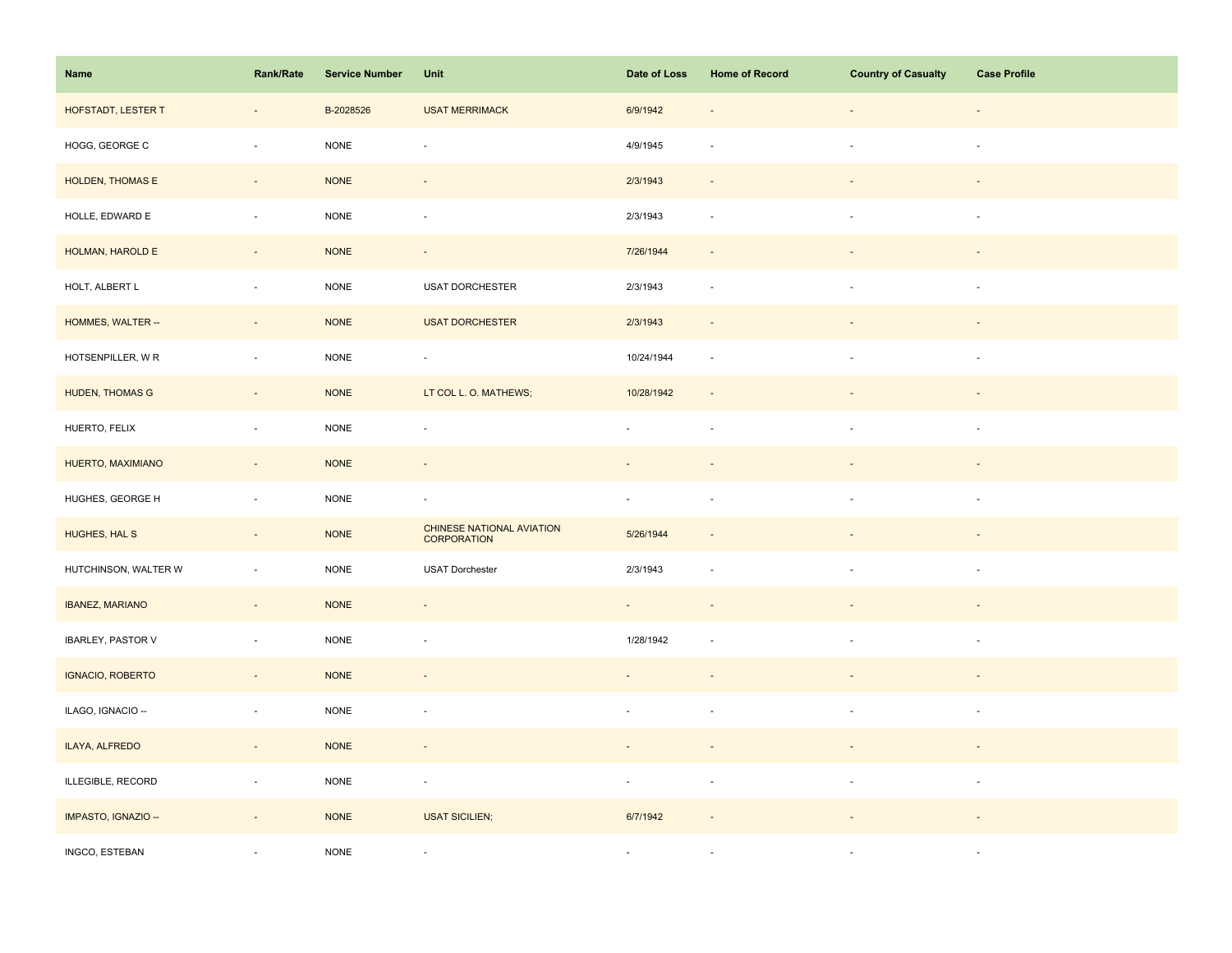| Name | Rank/Rate | Service Number | Unit | Date of Loss | Home of Record | Country of Casualty | Case Profile |
|---|---|---|---|---|---|---|---|
| HOFSTADT, LESTER T | - | B-2028526 | USAT MERRIMACK | 6/9/1942 | - | - | - |
| HOGG, GEORGE C | - | NONE | - | 4/9/1945 | - | - | - |
| HOLDEN, THOMAS E | - | NONE | - | 2/3/1943 | - | - | - |
| HOLLE, EDWARD E | - | NONE | - | 2/3/1943 | - | - | - |
| HOLMAN, HAROLD E | - | NONE | - | 7/26/1944 | - | - | - |
| HOLT, ALBERT L | - | NONE | USAT DORCHESTER | 2/3/1943 | - | - | - |
| HOMMES, WALTER -- | - | NONE | USAT DORCHESTER | 2/3/1943 | - | - | - |
| HOTSENPILLER, W R | - | NONE | - | 10/24/1944 | - | - | - |
| HUDEN, THOMAS G | - | NONE | LT COL L. O. MATHEWS; | 10/28/1942 | - | - | - |
| HUERTO, FELIX | - | NONE | - | - | - | - | - |
| HUERTO, MAXIMIANO | - | NONE | - | - | - | - | - |
| HUGHES, GEORGE H | - | NONE | - | - | - | - | - |
| HUGHES, HAL S | - | NONE | CHINESE NATIONAL AVIATION CORPORATION | 5/26/1944 | - | - | - |
| HUTCHINSON, WALTER W | - | NONE | USAT Dorchester | 2/3/1943 | - | - | - |
| IBANEZ, MARIANO | - | NONE | - | - | - | - | - |
| IBARLEY, PASTOR V | - | NONE | - | 1/28/1942 | - | - | - |
| IGNACIO, ROBERTO | - | NONE | - | - | - | - | - |
| ILAGO, IGNACIO -- | - | NONE | - | - | - | - | - |
| ILAYA, ALFREDO | - | NONE | - | - | - | - | - |
| ILLEGIBLE, RECORD | - | NONE | - | - | - | - | - |
| IMPASTO, IGNAZIO -- | - | NONE | USAT SICILIEN; | 6/7/1942 | - | - | - |
| INGCO, ESTEBAN | - | NONE | - | - | - | - | - |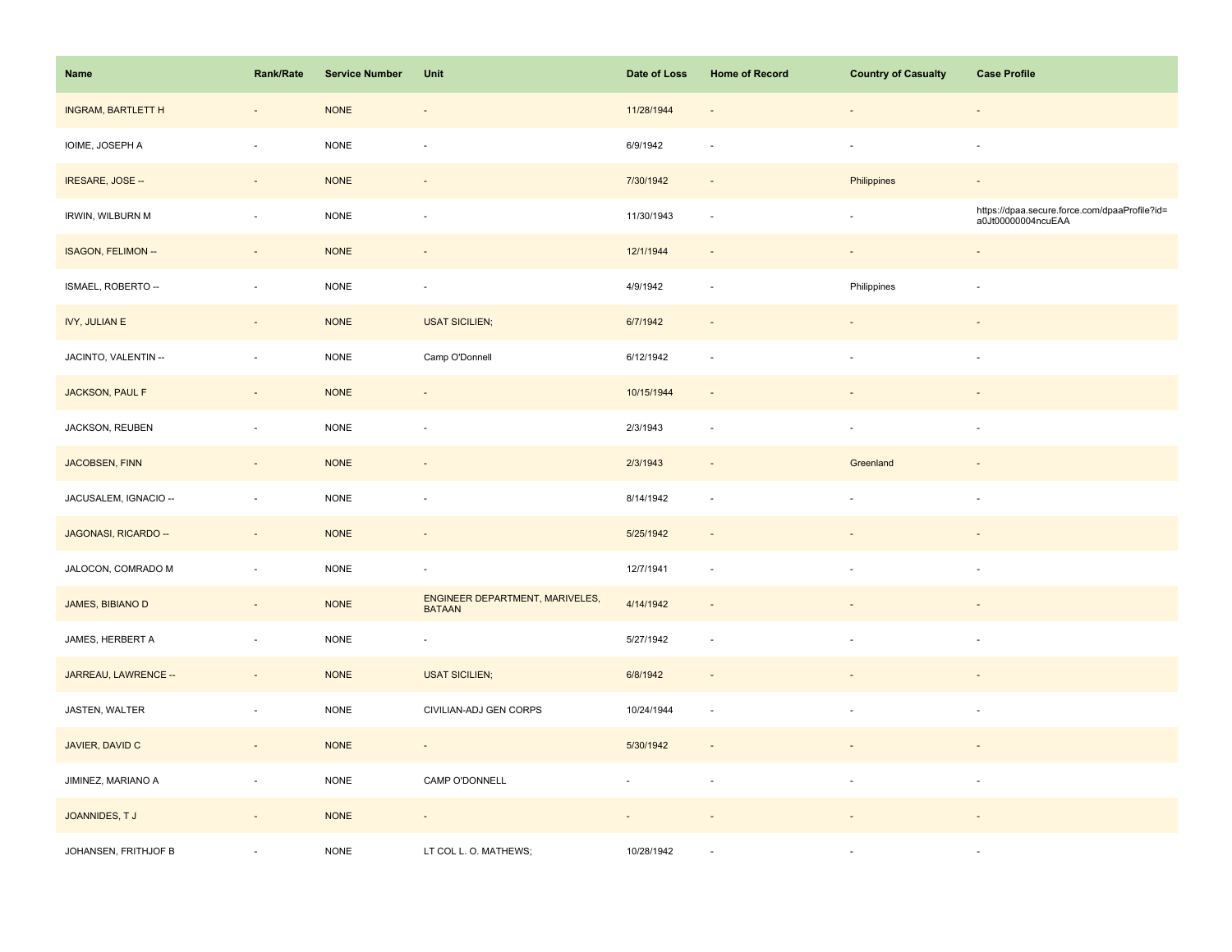| Name | Rank/Rate | Service Number | Unit | Date of Loss | Home of Record | Country of Casualty | Case Profile |
|---|---|---|---|---|---|---|---|
| INGRAM, BARTLETT H | - | NONE | - | 11/28/1944 | - | - | - |
| IOIME, JOSEPH A | - | NONE | - | 6/9/1942 | - | - | - |
| IRESARE, JOSE -- | - | NONE | - | 7/30/1942 | - | Philippines | - |
| IRWIN, WILBURN M | - | NONE | - | 11/30/1943 | - | - | https://dpaa.secure.force.com/dpaaProfile?id=a0Jt00000004ncuEAA |
| ISAGON, FELIMON -- | - | NONE | - | 12/1/1944 | - | - | - |
| ISMAEL, ROBERTO -- | - | NONE | - | 4/9/1942 | - | Philippines | - |
| IVY, JULIAN E | - | NONE | USAT SICILIEN; | 6/7/1942 | - | - | - |
| JACINTO, VALENTIN -- | - | NONE | Camp O'Donnell | 6/12/1942 | - | - | - |
| JACKSON, PAUL F | - | NONE | - | 10/15/1944 | - | - | - |
| JACKSON, REUBEN | - | NONE | - | 2/3/1943 | - | - | - |
| JACOBSEN, FINN | - | NONE | - | 2/3/1943 | - | Greenland | - |
| JACUSALEM, IGNACIO -- | - | NONE | - | 8/14/1942 | - | - | - |
| JAGONASI, RICARDO -- | - | NONE | - | 5/25/1942 | - | - | - |
| JALOCON, COMRADO M | - | NONE | - | 12/7/1941 | - | - | - |
| JAMES, BIBIANO D | - | NONE | ENGINEER DEPARTMENT, MARIVELES, BATAAN | 4/14/1942 | - | - | - |
| JAMES, HERBERT A | - | NONE | - | 5/27/1942 | - | - | - |
| JARREAU, LAWRENCE -- | - | NONE | USAT SICILIEN; | 6/8/1942 | - | - | - |
| JASTEN, WALTER | - | NONE | CIVILIAN-ADJ GEN CORPS | 10/24/1944 | - | - | - |
| JAVIER, DAVID C | - | NONE | - | 5/30/1942 | - | - | - |
| JIMINEZ, MARIANO A | - | NONE | CAMP O'DONNELL | - | - | - | - |
| JOANNIDES, T J | - | NONE | - | - | - | - | - |
| JOHANSEN, FRITHJOF B | - | NONE | LT COL L. O. MATHEWS; | 10/28/1942 | - | - | - |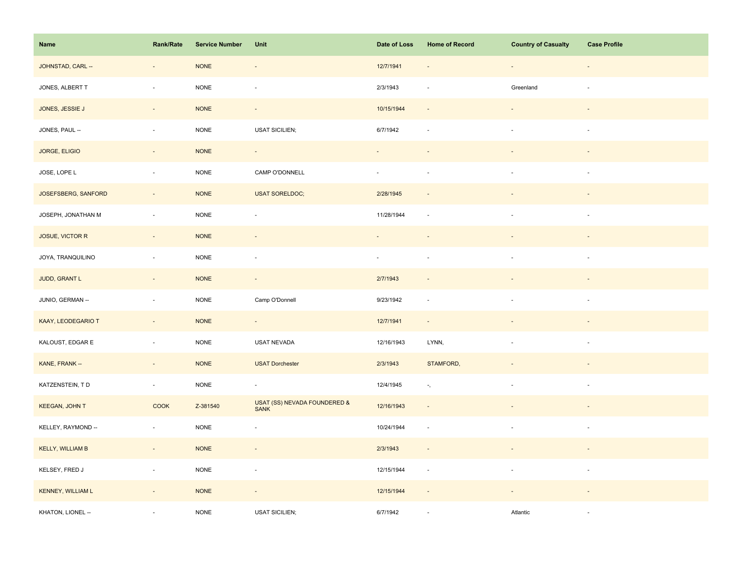| Name | Rank/Rate | Service Number | Unit | Date of Loss | Home of Record | Country of Casualty | Case Profile |
| --- | --- | --- | --- | --- | --- | --- | --- |
| JOHNSTAD, CARL -- | - | NONE | - | 12/7/1941 | - | - | - |
| JONES, ALBERT T | - | NONE | - | 2/3/1943 | - | Greenland | - |
| JONES, JESSIE J | - | NONE | - | 10/15/1944 | - | - | - |
| JONES, PAUL -- | - | NONE | USAT SICILIEN; | 6/7/1942 | - | - | - |
| JORGE, ELIGIO | - | NONE | - | - | - | - | - |
| JOSE, LOPE L | - | NONE | CAMP O'DONNELL | - | - | - | - |
| JOSEFSBERG, SANFORD | - | NONE | USAT SORELDOC; | 2/28/1945 | - | - | - |
| JOSEPH, JONATHAN M | - | NONE | - | 11/28/1944 | - | - | - |
| JOSUE, VICTOR R | - | NONE | - | - | - | - | - |
| JOYA, TRANQUILINO | - | NONE | - | - | - | - | - |
| JUDD, GRANT L | - | NONE | - | 2/7/1943 | - | - | - |
| JUNIO, GERMAN -- | - | NONE | Camp O'Donnell | 9/23/1942 | - | - | - |
| KAAY, LEODEGARIO T | - | NONE | - | 12/7/1941 | - | - | - |
| KALOUST, EDGAR E | - | NONE | USAT NEVADA | 12/16/1943 | LYNN, | - | - |
| KANE, FRANK -- | - | NONE | USAT Dorchester | 2/3/1943 | STAMFORD, | - | - |
| KATZENSTEIN, T D | - | NONE | - | 12/4/1945 | -, | - | - |
| KEEGAN, JOHN T | COOK | Z-381540 | USAT (SS) NEVADA FOUNDERED & SANK | 12/16/1943 | - | - | - |
| KELLEY, RAYMOND -- | - | NONE | - | 10/24/1944 | - | - | - |
| KELLY, WILLIAM B | - | NONE | - | 2/3/1943 | - | - | - |
| KELSEY, FRED J | - | NONE | - | 12/15/1944 | - | - | - |
| KENNEY, WILLIAM L | - | NONE | - | 12/15/1944 | - | - | - |
| KHATON, LIONEL -- | - | NONE | USAT SICILIEN; | 6/7/1942 | - | Atlantic | - |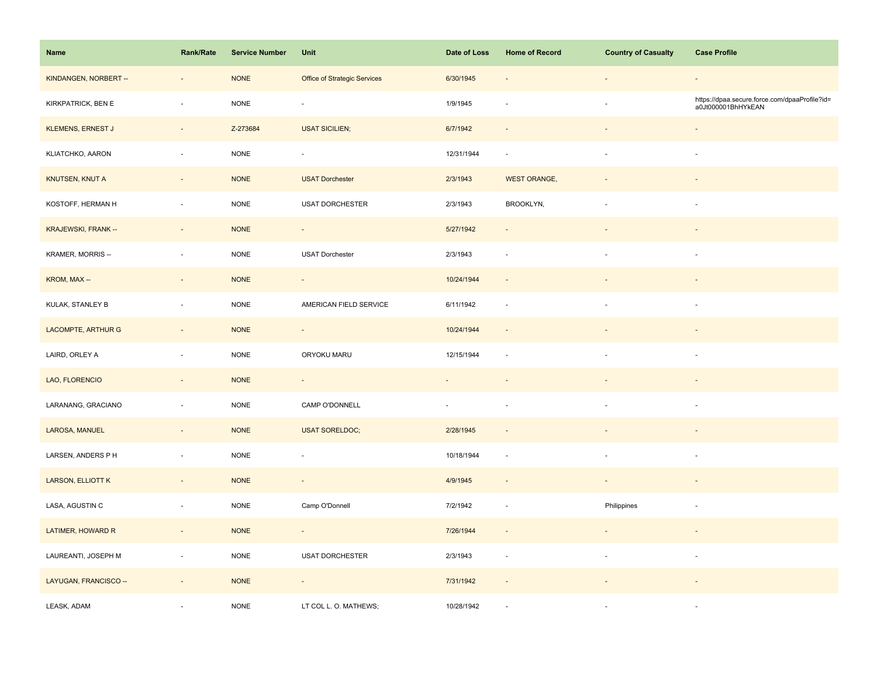| Name | Rank/Rate | Service Number | Unit | Date of Loss | Home of Record | Country of Casualty | Case Profile |
|---|---|---|---|---|---|---|---|
| KINDANGEN, NORBERT -- | - | NONE | Office of Strategic Services | 6/30/1945 | - | - | - |
| KIRKPATRICK, BEN E | - | NONE | - | 1/9/1945 | - | - | https://dpaa.secure.force.com/dpaaProfile?id=a0Jt000001BhHYkEAN |
| KLEMENS, ERNEST J | - | Z-273684 | USAT SICILIEN; | 6/7/1942 | - | - | - |
| KLIATCHKO, AARON | - | NONE | - | 12/31/1944 | - | - | - |
| KNUTSEN, KNUT A | - | NONE | USAT Dorchester | 2/3/1943 | WEST ORANGE, | - | - |
| KOSTOFF, HERMAN H | - | NONE | USAT DORCHESTER | 2/3/1943 | BROOKLYN, | - | - |
| KRAJEWSKI, FRANK -- | - | NONE | - | 5/27/1942 | - | - | - |
| KRAMER, MORRIS -- | - | NONE | USAT Dorchester | 2/3/1943 | - | - | - |
| KROM, MAX -- | - | NONE | - | 10/24/1944 | - | - | - |
| KULAK, STANLEY B | - | NONE | AMERICAN FIELD SERVICE | 6/11/1942 | - | - | - |
| LACOMPTE, ARTHUR G | - | NONE | - | 10/24/1944 | - | - | - |
| LAIRD, ORLEY A | - | NONE | ORYOKU MARU | 12/15/1944 | - | - | - |
| LAO, FLORENCIO | - | NONE | - | - | - | - | - |
| LARANANG, GRACIANO | - | NONE | CAMP O'DONNELL | - | - | - | - |
| LAROSA, MANUEL | - | NONE | USAT SORELDOC; | 2/28/1945 | - | - | - |
| LARSEN, ANDERS P H | - | NONE | - | 10/18/1944 | - | - | - |
| LARSON, ELLIOTT K | - | NONE | - | 4/9/1945 | - | - | - |
| LASA, AGUSTIN C | - | NONE | Camp O'Donnell | 7/2/1942 | - | Philippines | - |
| LATIMER, HOWARD R | - | NONE | - | 7/26/1944 | - | - | - |
| LAUREANTI, JOSEPH M | - | NONE | USAT DORCHESTER | 2/3/1943 | - | - | - |
| LAYUGAN, FRANCISCO -- | - | NONE | - | 7/31/1942 | - | - | - |
| LEASK, ADAM | - | NONE | LT COL L. O. MATHEWS; | 10/28/1942 | - | - | - |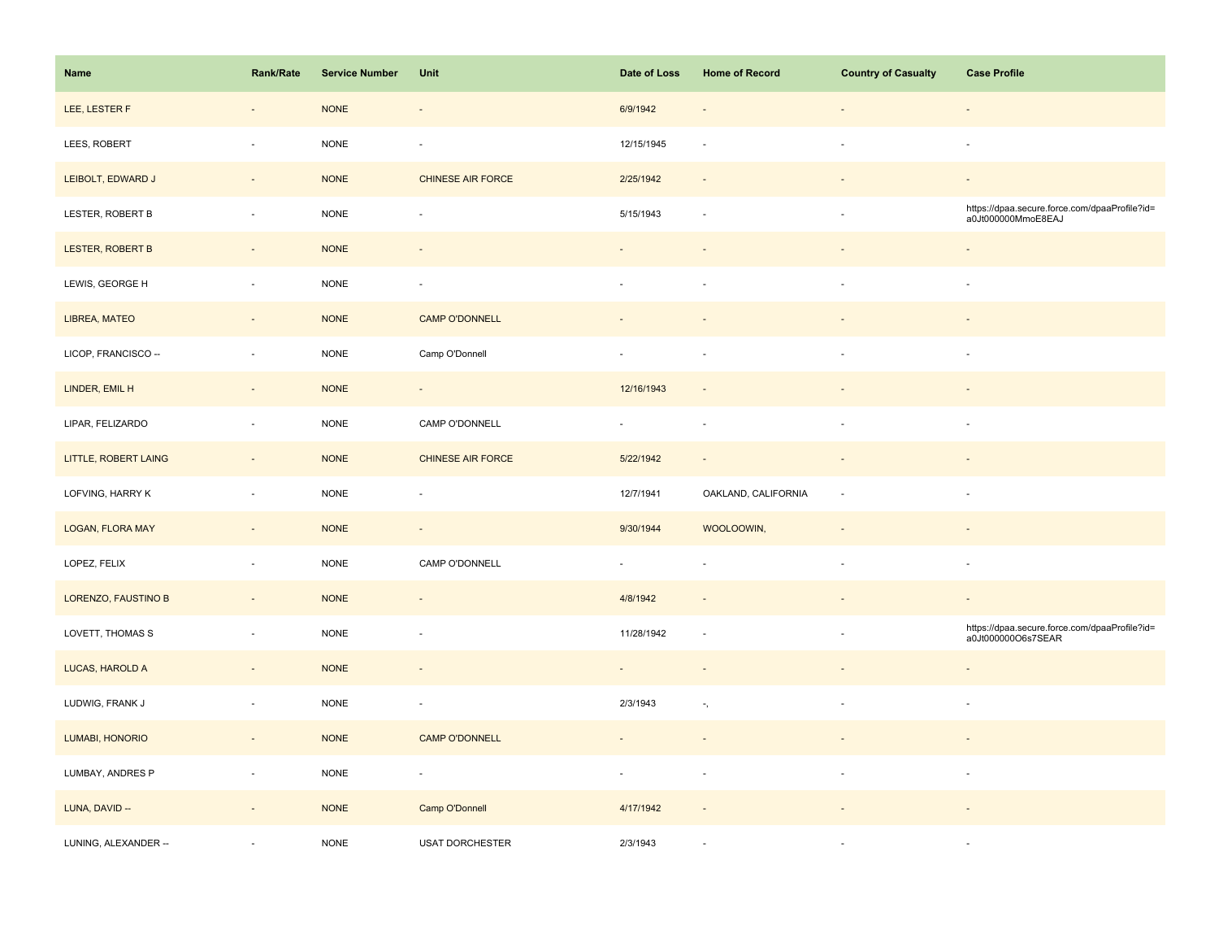| Name | Rank/Rate | Service Number | Unit | Date of Loss | Home of Record | Country of Casualty | Case Profile |
|---|---|---|---|---|---|---|---|
| LEE, LESTER F | - | NONE | - | 6/9/1942 | - | - | - |
| LEES, ROBERT | - | NONE | - | 12/15/1945 | - | - | - |
| LEIBOLT, EDWARD J | - | NONE | CHINESE AIR FORCE | 2/25/1942 | - | - | - |
| LESTER, ROBERT B | - | NONE | - | 5/15/1943 | - | - | https://dpaa.secure.force.com/dpaaProfile?id=a0Jt000000MmoE8EAJ |
| LESTER, ROBERT B | - | NONE | - | - | - | - | - |
| LEWIS, GEORGE H | - | NONE | - | - | - | - | - |
| LIBREA, MATEO | - | NONE | CAMP O'DONNELL | - | - | - | - |
| LICOP, FRANCISCO -- | - | NONE | Camp O'Donnell | - | - | - | - |
| LINDER, EMIL H | - | NONE | - | 12/16/1943 | - | - | - |
| LIPAR, FELIZARDO | - | NONE | CAMP O'DONNELL | - | - | - | - |
| LITTLE, ROBERT LAING | - | NONE | CHINESE AIR FORCE | 5/22/1942 | - | - | - |
| LOFVING, HARRY K | - | NONE | - | 12/7/1941 | OAKLAND, CALIFORNIA | - | - |
| LOGAN, FLORA MAY | - | NONE | - | 9/30/1944 | WOOLOOWIN, | - | - |
| LOPEZ, FELIX | - | NONE | CAMP O'DONNELL | - | - | - | - |
| LORENZO, FAUSTINO B | - | NONE | - | 4/8/1942 | - | - | - |
| LOVETT, THOMAS S | - | NONE | - | 11/28/1942 | - | - | https://dpaa.secure.force.com/dpaaProfile?id=a0Jt000000O6s7SEAR |
| LUCAS, HAROLD A | - | NONE | - | - | - | - | - |
| LUDWIG, FRANK J | - | NONE | - | 2/3/1943 | -, | - | - |
| LUMABI, HONORIO | - | NONE | CAMP O'DONNELL | - | - | - | - |
| LUMBAY, ANDRES P | - | NONE | - | - | - | - | - |
| LUNA, DAVID -- | - | NONE | Camp O'Donnell | 4/17/1942 | - | - | - |
| LUNING, ALEXANDER -- | - | NONE | USAT DORCHESTER | 2/3/1943 | - | - | - |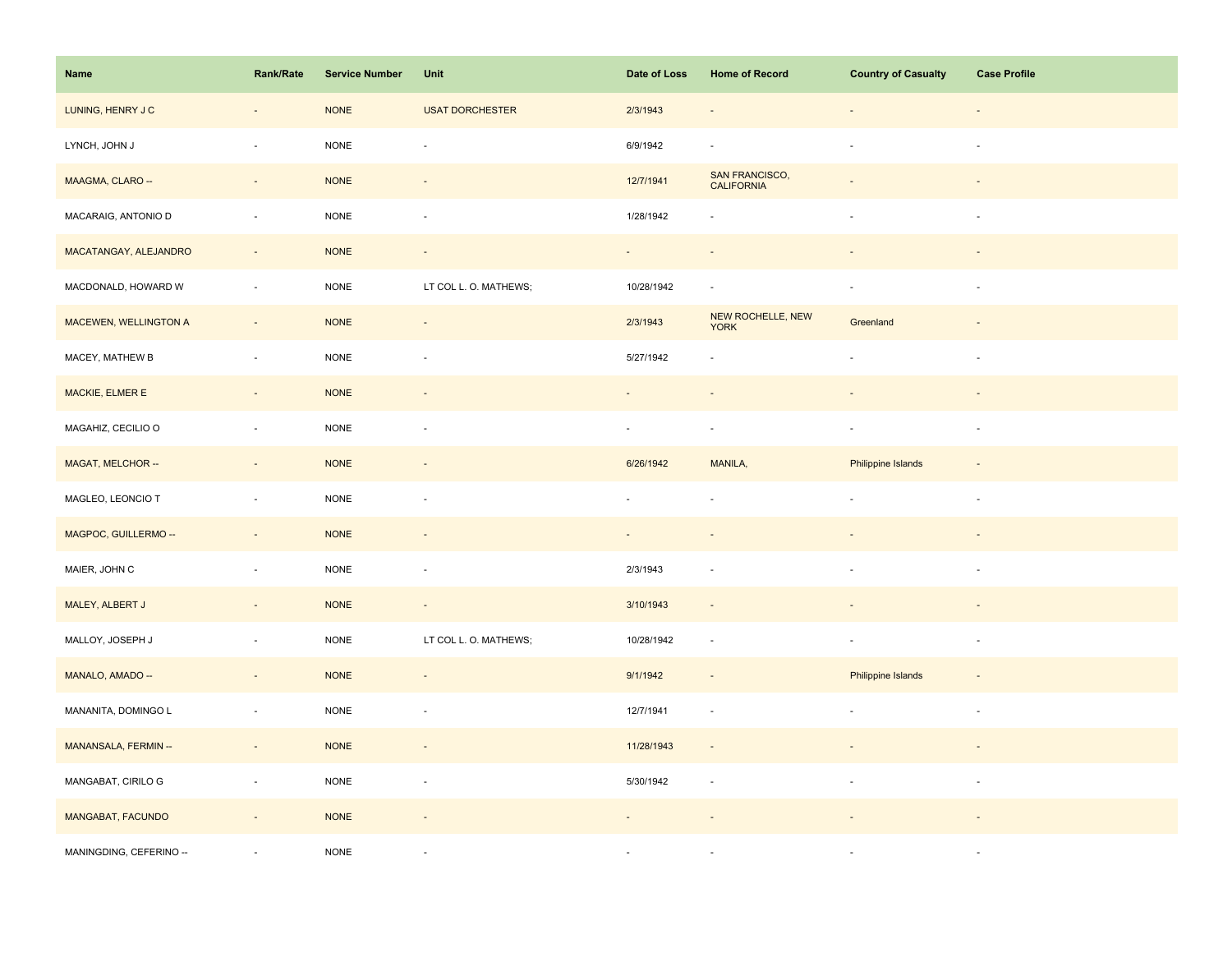| Name | Rank/Rate | Service Number | Unit | Date of Loss | Home of Record | Country of Casualty | Case Profile |
| --- | --- | --- | --- | --- | --- | --- | --- |
| LUNING, HENRY J C | - | NONE | USAT DORCHESTER | 2/3/1943 | - | - | - |
| LYNCH, JOHN J | - | NONE | - | 6/9/1942 | - | - | - |
| MAAGMA, CLARO -- | - | NONE | - | 12/7/1941 | SAN FRANCISCO, CALIFORNIA | - | - |
| MACARAIG, ANTONIO D | - | NONE | - | 1/28/1942 | - | - | - |
| MACATANGAY, ALEJANDRO | - | NONE | - | - | - | - | - |
| MACDONALD, HOWARD W | - | NONE | LT COL L. O. MATHEWS; | 10/28/1942 | - | - | - |
| MACEWEN, WELLINGTON A | - | NONE | - | 2/3/1943 | NEW ROCHELLE, NEW YORK | Greenland | - |
| MACEY, MATHEW B | - | NONE | - | 5/27/1942 | - | - | - |
| MACKIE, ELMER E | - | NONE | - | - | - | - | - |
| MAGAHIZ, CECILIO O | - | NONE | - | - | - | - | - |
| MAGAT, MELCHOR -- | - | NONE | - | 6/26/1942 | MANILA, | Philippine Islands | - |
| MAGLEO, LEONCIO T | - | NONE | - | - | - | - | - |
| MAGPOC, GUILLERMO -- | - | NONE | - | - | - | - | - |
| MAIER, JOHN C | - | NONE | - | 2/3/1943 | - | - | - |
| MALEY, ALBERT J | - | NONE | - | 3/10/1943 | - | - | - |
| MALLOY, JOSEPH J | - | NONE | LT COL L. O. MATHEWS; | 10/28/1942 | - | - | - |
| MANALO, AMADO -- | - | NONE | - | 9/1/1942 | - | Philippine Islands | - |
| MANANITA, DOMINGO L | - | NONE | - | 12/7/1941 | - | - | - |
| MANANSALA, FERMIN -- | - | NONE | - | 11/28/1943 | - | - | - |
| MANGABAT, CIRILO G | - | NONE | - | 5/30/1942 | - | - | - |
| MANGABAT, FACUNDO | - | NONE | - | - | - | - | - |
| MANINGDING, CEFERINO -- | - | NONE | - | - | - | - | - |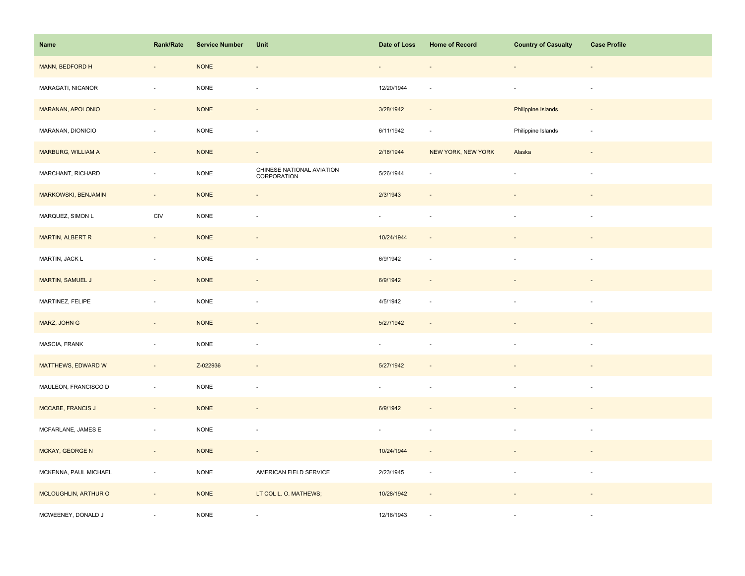| Name | Rank/Rate | Service Number | Unit | Date of Loss | Home of Record | Country of Casualty | Case Profile |
|---|---|---|---|---|---|---|---|
| MANN, BEDFORD H | - | NONE | - | - | - | - | - |
| MARAGATI, NICANOR | - | NONE | - | 12/20/1944 | - | - | - |
| MARANAN, APOLONIO | - | NONE | - | 3/28/1942 | - | Philippine Islands | - |
| MARANAN, DIONICIO | - | NONE | - | 6/11/1942 | - | Philippine Islands | - |
| MARBURG, WILLIAM A | - | NONE | - | 2/18/1944 | NEW YORK, NEW YORK | Alaska | - |
| MARCHANT, RICHARD | - | NONE | CHINESE NATIONAL AVIATION CORPORATION | 5/26/1944 | - | - | - |
| MARKOWSKI, BENJAMIN | - | NONE | - | 2/3/1943 | - | - | - |
| MARQUEZ, SIMON L | CIV | NONE | - | - | - | - | - |
| MARTIN, ALBERT R | - | NONE | - | 10/24/1944 | - | - | - |
| MARTIN, JACK L | - | NONE | - | 6/9/1942 | - | - | - |
| MARTIN, SAMUEL J | - | NONE | - | 6/9/1942 | - | - | - |
| MARTINEZ, FELIPE | - | NONE | - | 4/5/1942 | - | - | - |
| MARZ, JOHN G | - | NONE | - | 5/27/1942 | - | - | - |
| MASCIA, FRANK | - | NONE | - | - | - | - | - |
| MATTHEWS, EDWARD W | - | Z-022936 | - | 5/27/1942 | - | - | - |
| MAULEON, FRANCISCO D | - | NONE | - | - | - | - | - |
| MCCABE, FRANCIS J | - | NONE | - | 6/9/1942 | - | - | - |
| MCFARLANE, JAMES E | - | NONE | - | - | - | - | - |
| MCKAY, GEORGE N | - | NONE | - | 10/24/1944 | - | - | - |
| MCKENNA, PAUL MICHAEL | - | NONE | AMERICAN FIELD SERVICE | 2/23/1945 | - | - | - |
| MCLOUGHLIN, ARTHUR O | - | NONE | LT COL L. O. MATHEWS; | 10/28/1942 | - | - | - |
| MCWEENEY, DONALD J | - | NONE | - | 12/16/1943 | - | - | - |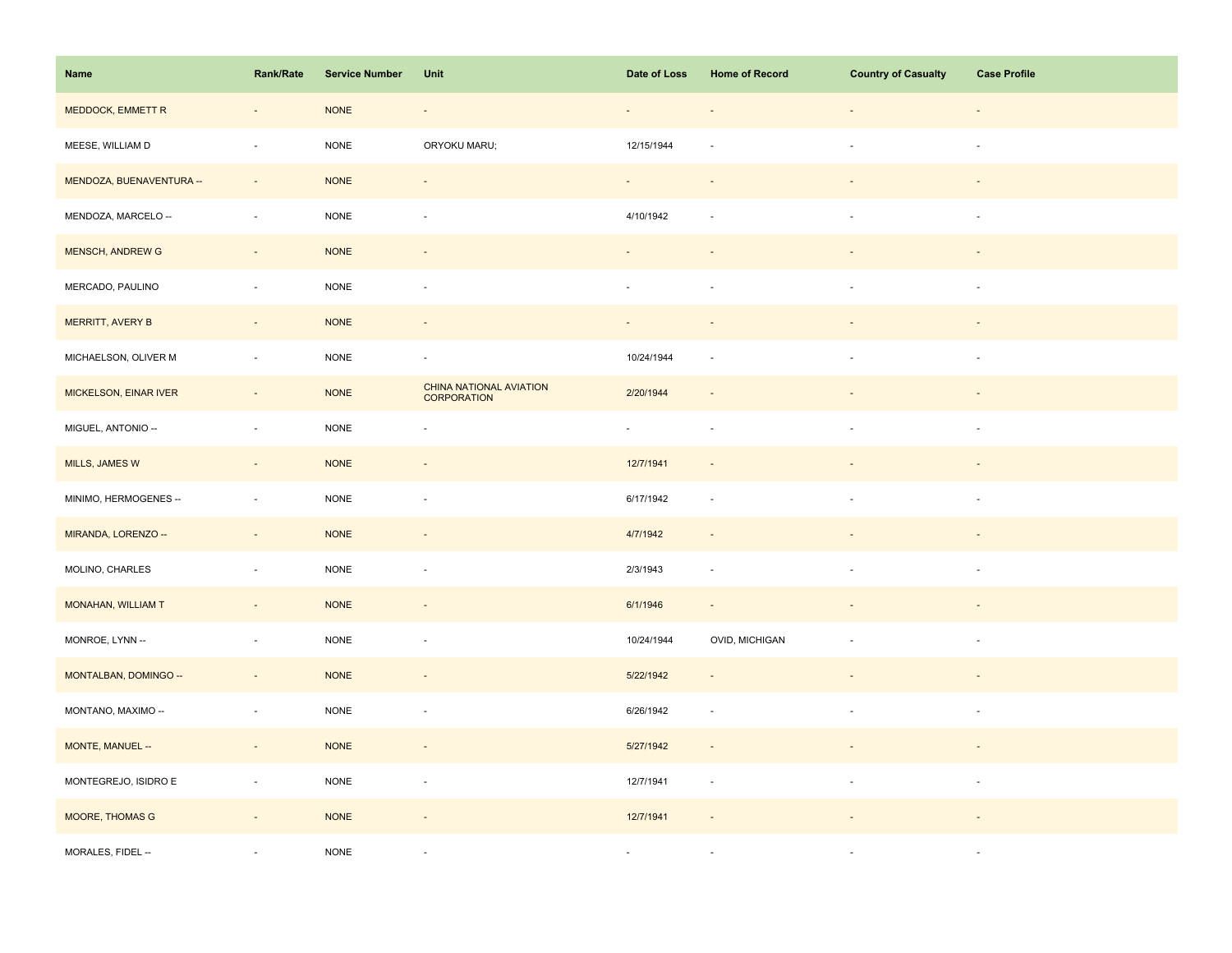| Name | Rank/Rate | Service Number | Unit | Date of Loss | Home of Record | Country of Casualty | Case Profile |
| --- | --- | --- | --- | --- | --- | --- | --- |
| MEDDOCK, EMMETT R | - | NONE | - | - | - | - | - |
| MEESE, WILLIAM D | - | NONE | ORYOKU MARU; | 12/15/1944 | - | - | - |
| MENDOZA, BUENAVENTURA -- | - | NONE | - | - | - | - | - |
| MENDOZA, MARCELO -- | - | NONE | - | 4/10/1942 | - | - | - |
| MENSCH, ANDREW G | - | NONE | - | - | - | - | - |
| MERCADO, PAULINO | - | NONE | - | - | - | - | - |
| MERRITT, AVERY B | - | NONE | - | - | - | - | - |
| MICHAELSON, OLIVER M | - | NONE | - | 10/24/1944 | - | - | - |
| MICKELSON, EINAR IVER | - | NONE | CHINA NATIONAL AVIATION CORPORATION | 2/20/1944 | - | - | - |
| MIGUEL, ANTONIO -- | - | NONE | - | - | - | - | - |
| MILLS, JAMES W | - | NONE | - | 12/7/1941 | - | - | - |
| MINIMO, HERMOGENES -- | - | NONE | - | 6/17/1942 | - | - | - |
| MIRANDA, LORENZO -- | - | NONE | - | 4/7/1942 | - | - | - |
| MOLINO, CHARLES | - | NONE | - | 2/3/1943 | - | - | - |
| MONAHAN, WILLIAM T | - | NONE | - | 6/1/1946 | - | - | - |
| MONROE, LYNN -- | - | NONE | - | 10/24/1944 | OVID, MICHIGAN | - | - |
| MONTALBAN, DOMINGO -- | - | NONE | - | 5/22/1942 | - | - | - |
| MONTANO, MAXIMO -- | - | NONE | - | 6/26/1942 | - | - | - |
| MONTE, MANUEL -- | - | NONE | - | 5/27/1942 | - | - | - |
| MONTEGREJO, ISIDRO E | - | NONE | - | 12/7/1941 | - | - | - |
| MOORE, THOMAS G | - | NONE | - | 12/7/1941 | - | - | - |
| MORALES, FIDEL -- | - | NONE | - | - | - | - | - |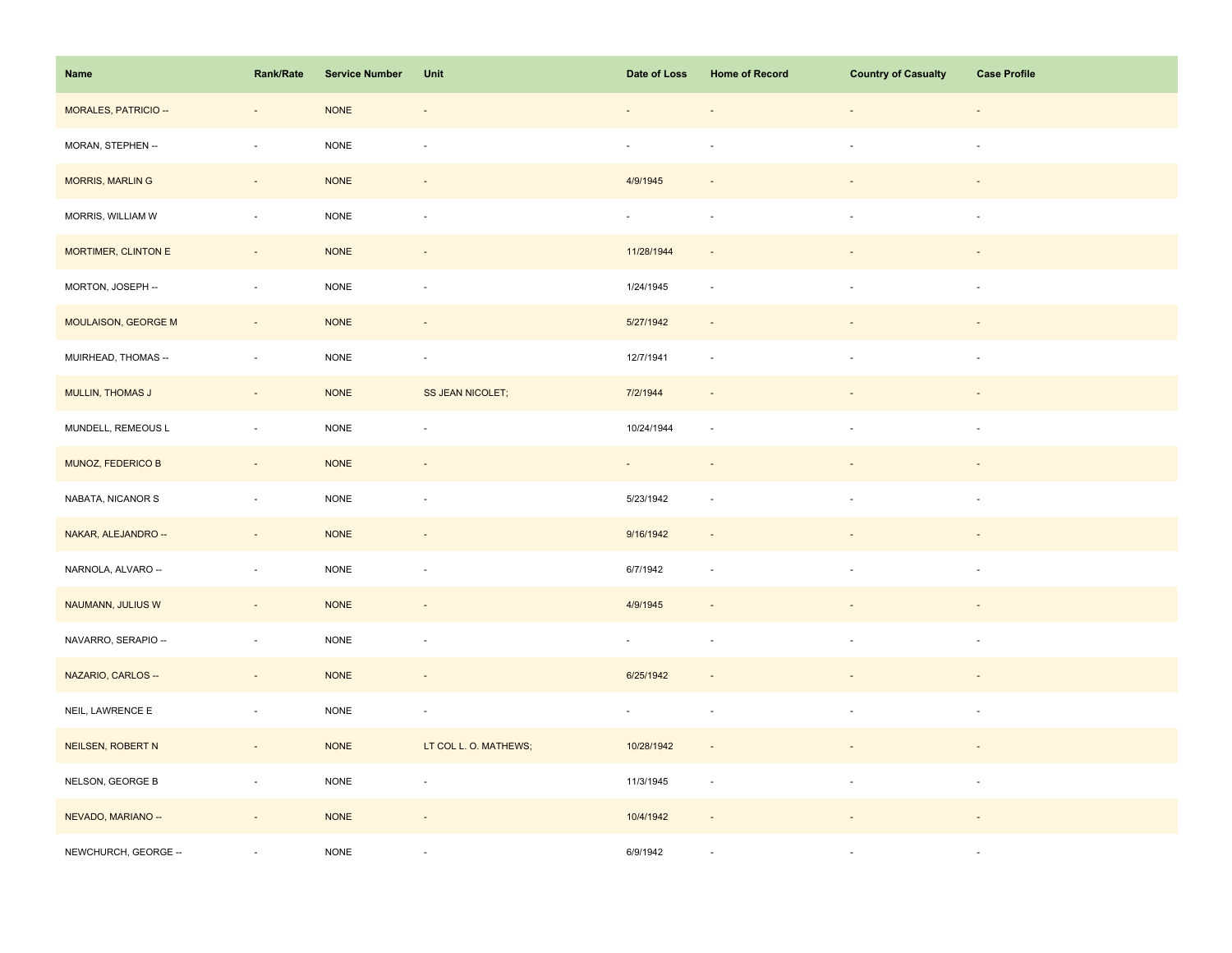| Name | Rank/Rate | Service Number | Unit | Date of Loss | Home of Record | Country of Casualty | Case Profile |
| --- | --- | --- | --- | --- | --- | --- | --- |
| MORALES, PATRICIO -- | - | NONE | - | - | - | - | - |
| MORAN, STEPHEN -- | - | NONE | - | - | - | - | - |
| MORRIS, MARLIN G | - | NONE | - | 4/9/1945 | - | - | - |
| MORRIS, WILLIAM W | - | NONE | - | - | - | - | - |
| MORTIMER, CLINTON E | - | NONE | - | 11/28/1944 | - | - | - |
| MORTON, JOSEPH -- | - | NONE | - | 1/24/1945 | - | - | - |
| MOULAISON, GEORGE M | - | NONE | - | 5/27/1942 | - | - | - |
| MUIRHEAD, THOMAS -- | - | NONE | - | 12/7/1941 | - | - | - |
| MULLIN, THOMAS J | - | NONE | SS JEAN NICOLET; | 7/2/1944 | - | - | - |
| MUNDELL, REMEOUS L | - | NONE | - | 10/24/1944 | - | - | - |
| MUNOZ, FEDERICO B | - | NONE | - | - | - | - | - |
| NABATA, NICANOR S | - | NONE | - | 5/23/1942 | - | - | - |
| NAKAR, ALEJANDRO -- | - | NONE | - | 9/16/1942 | - | - | - |
| NARNOLA, ALVARO -- | - | NONE | - | 6/7/1942 | - | - | - |
| NAUMANN, JULIUS W | - | NONE | - | 4/9/1945 | - | - | - |
| NAVARRO, SERAPIO -- | - | NONE | - | - | - | - | - |
| NAZARIO, CARLOS -- | - | NONE | - | 6/25/1942 | - | - | - |
| NEIL, LAWRENCE E | - | NONE | - | - | - | - | - |
| NEILSEN, ROBERT N | - | NONE | LT COL L. O. MATHEWS; | 10/28/1942 | - | - | - |
| NELSON, GEORGE B | - | NONE | - | 11/3/1945 | - | - | - |
| NEVADO, MARIANO -- | - | NONE | - | 10/4/1942 | - | - | - |
| NEWCHURCH, GEORGE -- | - | NONE | - | 6/9/1942 | - | - | - |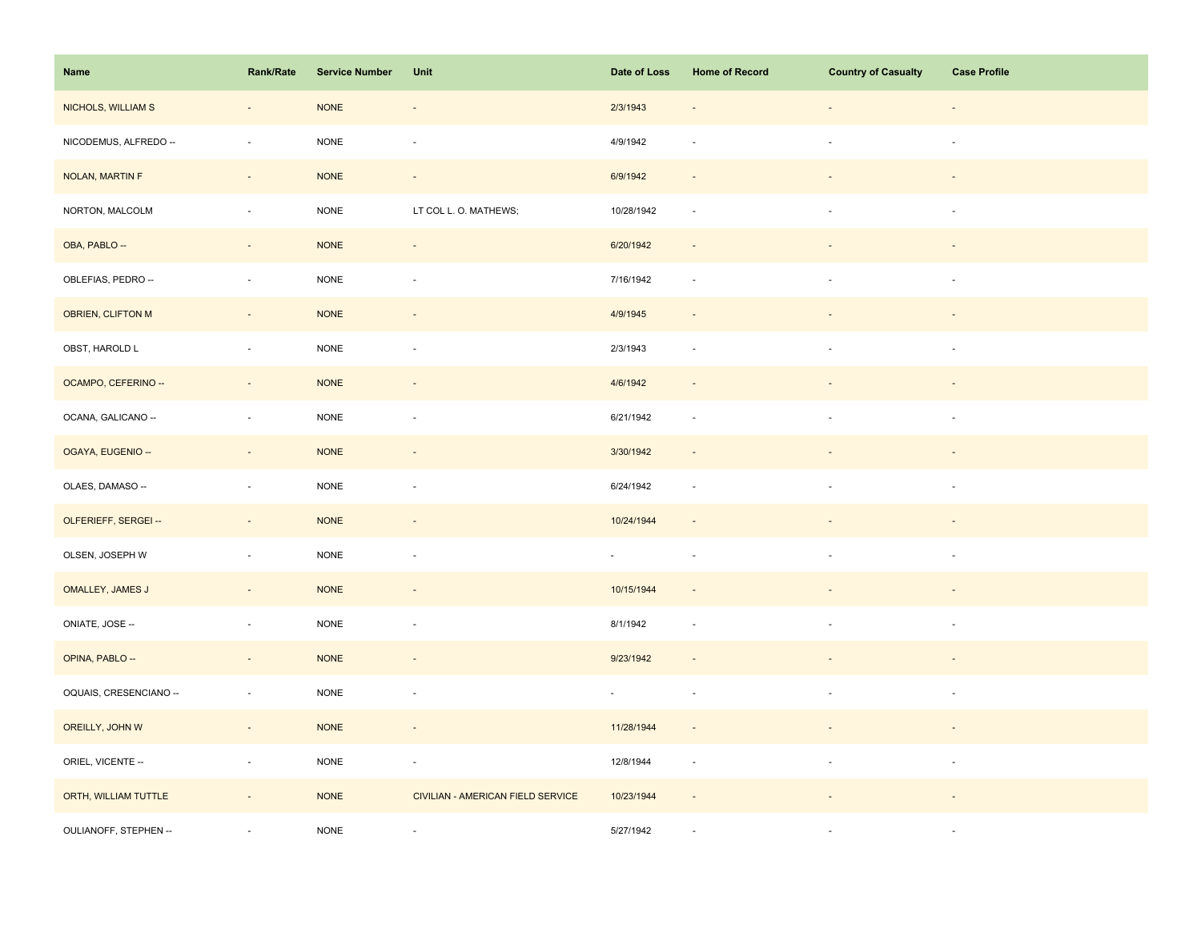| Name | Rank/Rate | Service Number | Unit | Date of Loss | Home of Record | Country of Casualty | Case Profile |
|---|---|---|---|---|---|---|---|
| NICHOLS, WILLIAM S | - | NONE | - | 2/3/1943 | - | - | - |
| NICODEMUS, ALFREDO -- | - | NONE | - | 4/9/1942 | - | - | - |
| NOLAN, MARTIN F | - | NONE | - | 6/9/1942 | - | - | - |
| NORTON, MALCOLM | - | NONE | LT COL L. O. MATHEWS; | 10/28/1942 | - | - | - |
| OBA, PABLO -- | - | NONE | - | 6/20/1942 | - | - | - |
| OBLEFIAS, PEDRO -- | - | NONE | - | 7/16/1942 | - | - | - |
| OBRIEN, CLIFTON M | - | NONE | - | 4/9/1945 | - | - | - |
| OBST, HAROLD L | - | NONE | - | 2/3/1943 | - | - | - |
| OCAMPO, CEFERINO -- | - | NONE | - | 4/6/1942 | - | - | - |
| OCANA, GALICANO -- | - | NONE | - | 6/21/1942 | - | - | - |
| OGAYA, EUGENIO -- | - | NONE | - | 3/30/1942 | - | - | - |
| OLAES, DAMASO -- | - | NONE | - | 6/24/1942 | - | - | - |
| OLFERIEFF, SERGEI -- | - | NONE | - | 10/24/1944 | - | - | - |
| OLSEN, JOSEPH W | - | NONE | - | - | - | - | - |
| OMALLEY, JAMES J | - | NONE | - | 10/15/1944 | - | - | - |
| ONIATE, JOSE -- | - | NONE | - | 8/1/1942 | - | - | - |
| OPINA, PABLO -- | - | NONE | - | 9/23/1942 | - | - | - |
| OQUAIS, CRESENCIANO -- | - | NONE | - | - | - | - | - |
| OREILLY, JOHN W | - | NONE | - | 11/28/1944 | - | - | - |
| ORIEL, VICENTE -- | - | NONE | - | 12/8/1944 | - | - | - |
| ORTH, WILLIAM TUTTLE | - | NONE | CIVILIAN - AMERICAN FIELD SERVICE | 10/23/1944 | - | - | - |
| OULIANOFF, STEPHEN -- | - | NONE | - | 5/27/1942 | - | - | - |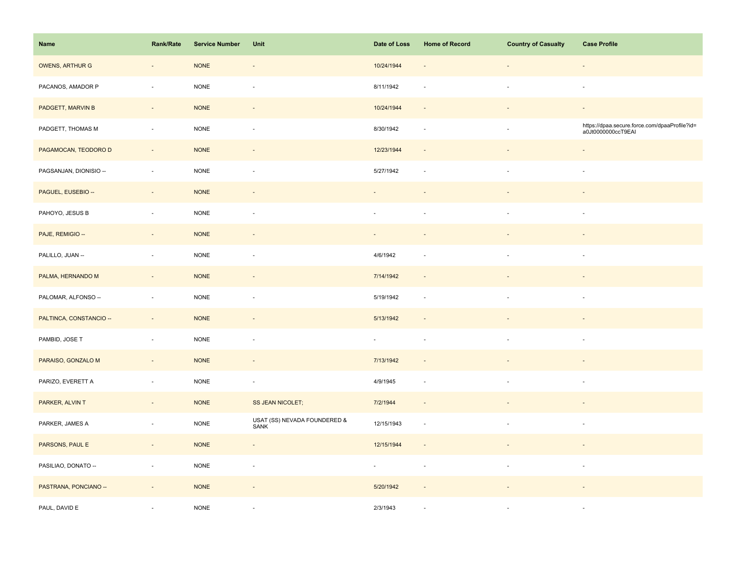| Name | Rank/Rate | Service Number | Unit | Date of Loss | Home of Record | Country of Casualty | Case Profile |
|---|---|---|---|---|---|---|---|
| OWENS, ARTHUR G | - | NONE | - | 10/24/1944 | - | - | - |
| PACANOS, AMADOR P | - | NONE | - | 8/11/1942 | - | - | - |
| PADGETT, MARVIN B | - | NONE | - | 10/24/1944 | - | - | - |
| PADGETT, THOMAS M | - | NONE | - | 8/30/1942 | - | - | https://dpaa.secure.force.com/dpaaProfile?id=a0Jt0000000ccT9EAI |
| PAGAMOCAN, TEODORO D | - | NONE | - | 12/23/1944 | - | - | - |
| PAGSANJAN, DIONISIO -- | - | NONE | - | 5/27/1942 | - | - | - |
| PAGUEL, EUSEBIO -- | - | NONE | - | - | - | - | - |
| PAHOYO, JESUS B | - | NONE | - | - | - | - | - |
| PAJE, REMIGIO -- | - | NONE | - | - | - | - | - |
| PALILLO, JUAN -- | - | NONE | - | 4/6/1942 | - | - | - |
| PALMA, HERNANDO M | - | NONE | - | 7/14/1942 | - | - | - |
| PALOMAR, ALFONSO -- | - | NONE | - | 5/19/1942 | - | - | - |
| PALTINCA, CONSTANCIO -- | - | NONE | - | 5/13/1942 | - | - | - |
| PAMBID, JOSE T | - | NONE | - | - | - | - | - |
| PARAISO, GONZALO M | - | NONE | - | 7/13/1942 | - | - | - |
| PARIZO, EVERETT A | - | NONE | - | 4/9/1945 | - | - | - |
| PARKER, ALVIN T | - | NONE | SS JEAN NICOLET; | 7/2/1944 | - | - | - |
| PARKER, JAMES A | - | NONE | USAT (SS) NEVADA FOUNDERED & SANK | 12/15/1943 | - | - | - |
| PARSONS, PAUL E | - | NONE | - | 12/15/1944 | - | - | - |
| PASILIAO, DONATO -- | - | NONE | - | - | - | - | - |
| PASTRANA, PONCIANO -- | - | NONE | - | 5/20/1942 | - | - | - |
| PAUL, DAVID E | - | NONE | - | 2/3/1943 | - | - | - |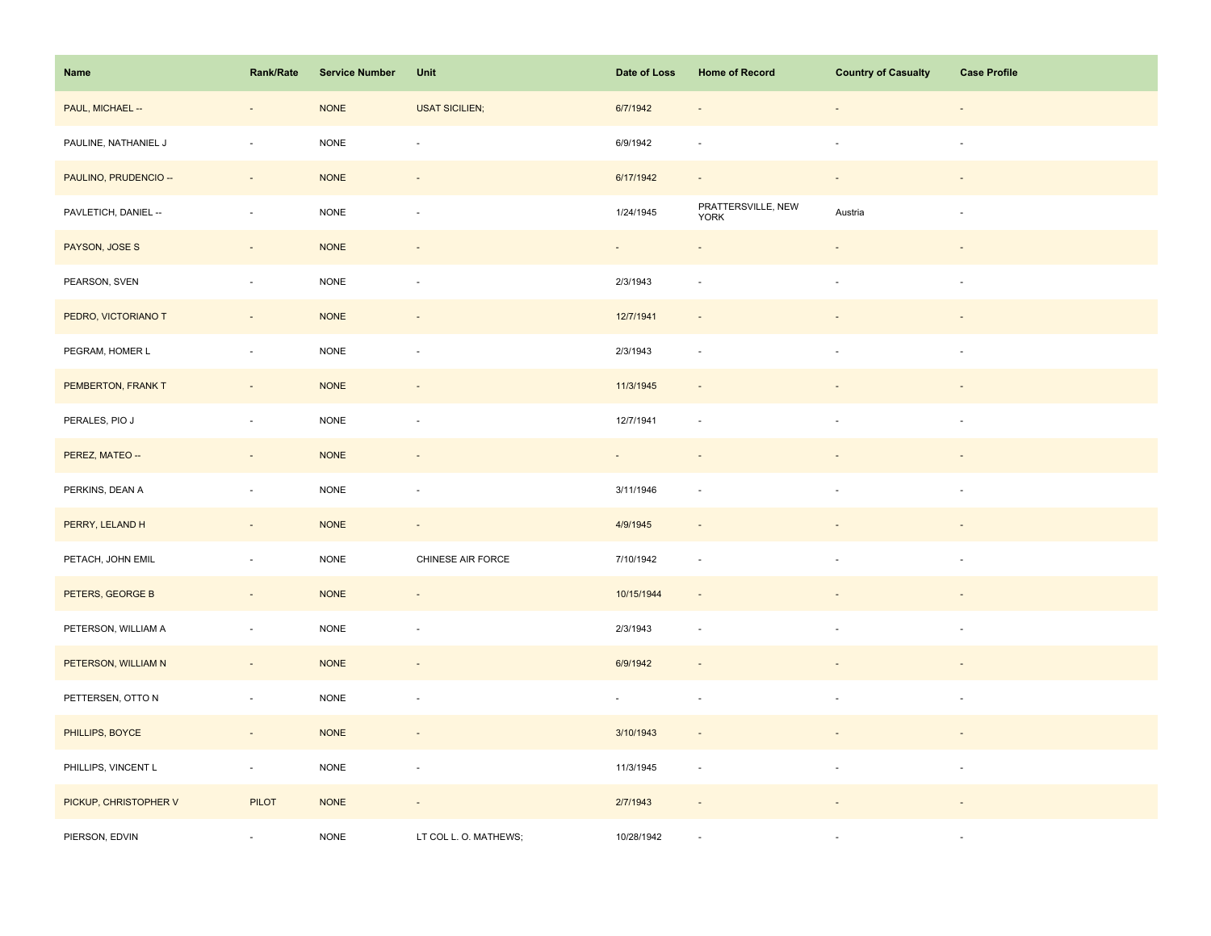| Name | Rank/Rate | Service Number | Unit | Date of Loss | Home of Record | Country of Casualty | Case Profile |
|---|---|---|---|---|---|---|---|
| PAUL, MICHAEL -- | - | NONE | USAT SICILIEN; | 6/7/1942 | - | - | - |
| PAULINE, NATHANIEL J | - | NONE | - | 6/9/1942 | - | - | - |
| PAULINO, PRUDENCIO -- | - | NONE | - | 6/17/1942 | - | - | - |
| PAVLETICH, DANIEL -- | - | NONE | - | 1/24/1945 | PRATTERSVILLE, NEW YORK | Austria | - |
| PAYSON, JOSE S | - | NONE | - | - | - | - | - |
| PEARSON, SVEN | - | NONE | - | 2/3/1943 | - | - | - |
| PEDRO, VICTORIANO T | - | NONE | - | 12/7/1941 | - | - | - |
| PEGRAM, HOMER L | - | NONE | - | 2/3/1943 | - | - | - |
| PEMBERTON, FRANK T | - | NONE | - | 11/3/1945 | - | - | - |
| PERALES, PIO J | - | NONE | - | 12/7/1941 | - | - | - |
| PEREZ, MATEO -- | - | NONE | - | - | - | - | - |
| PERKINS, DEAN A | - | NONE | - | 3/11/1946 | - | - | - |
| PERRY, LELAND H | - | NONE | - | 4/9/1945 | - | - | - |
| PETACH, JOHN EMIL | - | NONE | CHINESE AIR FORCE | 7/10/1942 | - | - | - |
| PETERS, GEORGE B | - | NONE | - | 10/15/1944 | - | - | - |
| PETERSON, WILLIAM A | - | NONE | - | 2/3/1943 | - | - | - |
| PETERSON, WILLIAM N | - | NONE | - | 6/9/1942 | - | - | - |
| PETTERSEN, OTTO N | - | NONE | - | - | - | - | - |
| PHILLIPS, BOYCE | - | NONE | - | 3/10/1943 | - | - | - |
| PHILLIPS, VINCENT L | - | NONE | - | 11/3/1945 | - | - | - |
| PICKUP, CHRISTOPHER V | PILOT | NONE | - | 2/7/1943 | - | - | - |
| PIERSON, EDVIN | - | NONE | LT COL L. O. MATHEWS; | 10/28/1942 | - | - | - |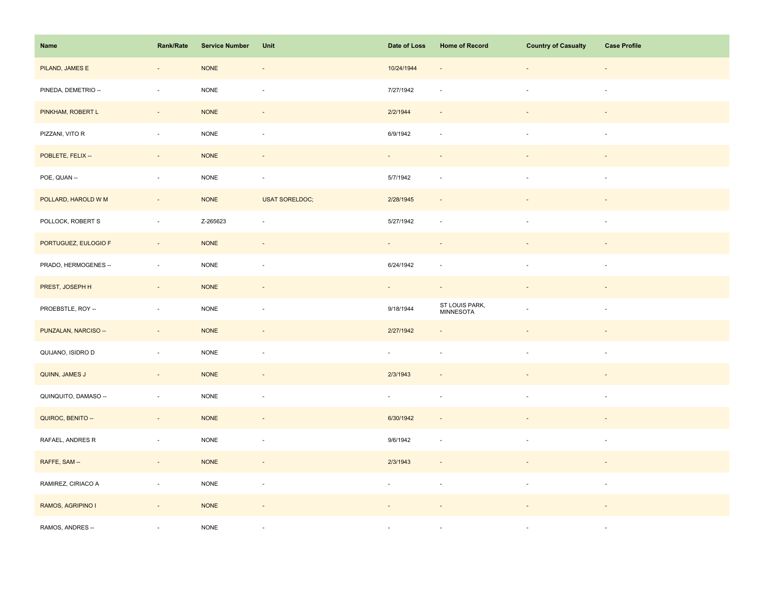| Name | Rank/Rate | Service Number | Unit | Date of Loss | Home of Record | Country of Casualty | Case Profile |
|---|---|---|---|---|---|---|---|
| PILAND, JAMES E | - | NONE | - | 10/24/1944 | - | - | - |
| PINEDA, DEMETRIO -- | - | NONE | - | 7/27/1942 | - | - | - |
| PINKHAM, ROBERT L | - | NONE | - | 2/2/1944 | - | - | - |
| PIZZANI, VITO R | - | NONE | - | 6/9/1942 | - | - | - |
| POBLETE, FELIX -- | - | NONE | - | - | - | - | - |
| POE, QUAN -- | - | NONE | - | 5/7/1942 | - | - | - |
| POLLARD, HAROLD W M | - | NONE | USAT SORELDOC; | 2/28/1945 | - | - | - |
| POLLOCK, ROBERT S | - | Z-265623 | - | 5/27/1942 | - | - | - |
| PORTUGUEZ, EULOGIO F | - | NONE | - | - | - | - | - |
| PRADO, HERMOGENES -- | - | NONE | - | 6/24/1942 | - | - | - |
| PREST, JOSEPH H | - | NONE | - | - | - | - | - |
| PROEBSTLE, ROY -- | - | NONE | - | 9/18/1944 | ST LOUIS PARK, MINNESOTA | - | - |
| PUNZALAN, NARCISO -- | - | NONE | - | 2/27/1942 | - | - | - |
| QUIJANO, ISIDRO D | - | NONE | - | - | - | - | - |
| QUINN, JAMES J | - | NONE | - | 2/3/1943 | - | - | - |
| QUINQUITO, DAMASO -- | - | NONE | - | - | - | - | - |
| QUIROC, BENITO -- | - | NONE | - | 6/30/1942 | - | - | - |
| RAFAEL, ANDRES R | - | NONE | - | 9/6/1942 | - | - | - |
| RAFFE, SAM -- | - | NONE | - | 2/3/1943 | - | - | - |
| RAMIREZ, CIRIACO A | - | NONE | - | - | - | - | - |
| RAMOS, AGRIPINO I | - | NONE | - | - | - | - | - |
| RAMOS, ANDRES -- | - | NONE | - | - | - | - | - |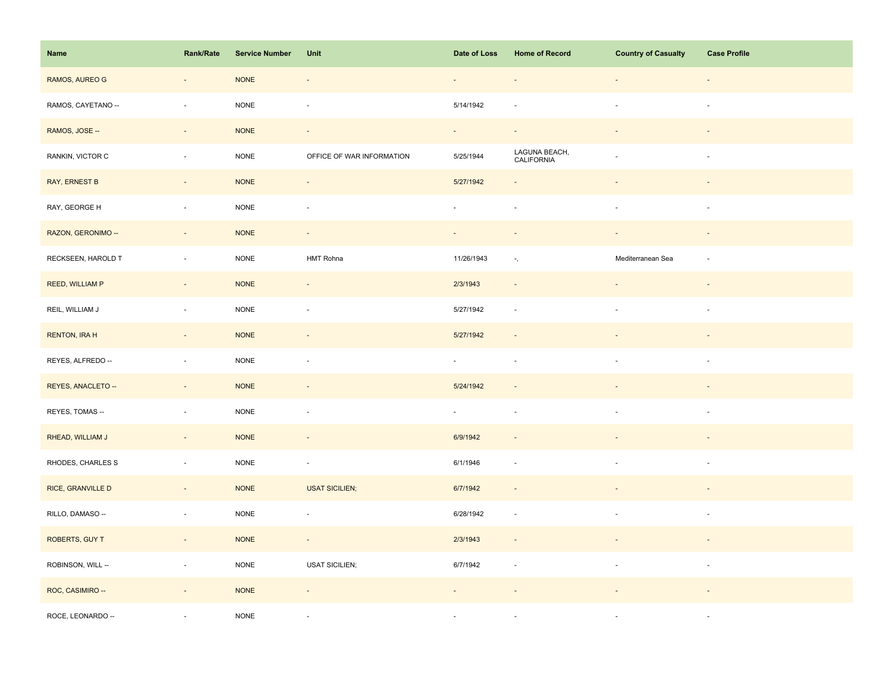| Name | Rank/Rate | Service Number | Unit | Date of Loss | Home of Record | Country of Casualty | Case Profile |
|---|---|---|---|---|---|---|---|
| RAMOS, AUREO G | - | NONE | - | - | - | - | - |
| RAMOS, CAYETANO -- | - | NONE | - | 5/14/1942 | - | - | - |
| RAMOS, JOSE -- | - | NONE | - | - | - | - | - |
| RANKIN, VICTOR C | - | NONE | OFFICE OF WAR INFORMATION | 5/25/1944 | LAGUNA BEACH, CALIFORNIA | - | - |
| RAY, ERNEST B | - | NONE | - | 5/27/1942 | - | - | - |
| RAY, GEORGE H | - | NONE | - | - | - | - | - |
| RAZON, GERONIMO -- | - | NONE | - | - | - | - | - |
| RECKSEEN, HAROLD T | - | NONE | HMT Rohna | 11/26/1943 | -, | Mediterranean Sea | - |
| REED, WILLIAM P | - | NONE | - | 2/3/1943 | - | - | - |
| REIL, WILLIAM J | - | NONE | - | 5/27/1942 | - | - | - |
| RENTON, IRA H | - | NONE | - | 5/27/1942 | - | - | - |
| REYES, ALFREDO -- | - | NONE | - | - | - | - | - |
| REYES, ANACLETO -- | - | NONE | - | 5/24/1942 | - | - | - |
| REYES, TOMAS -- | - | NONE | - | - | - | - | - |
| RHEAD, WILLIAM J | - | NONE | - | 6/9/1942 | - | - | - |
| RHODES, CHARLES S | - | NONE | - | 6/1/1946 | - | - | - |
| RICE, GRANVILLE D | - | NONE | USAT SICILIEN; | 6/7/1942 | - | - | - |
| RILLO, DAMASO -- | - | NONE | - | 6/28/1942 | - | - | - |
| ROBERTS, GUY T | - | NONE | - | 2/3/1943 | - | - | - |
| ROBINSON, WILL -- | - | NONE | USAT SICILIEN; | 6/7/1942 | - | - | - |
| ROC, CASIMIRO -- | - | NONE | - | - | - | - | - |
| ROCE, LEONARDO -- | - | NONE | - | - | - | - | - |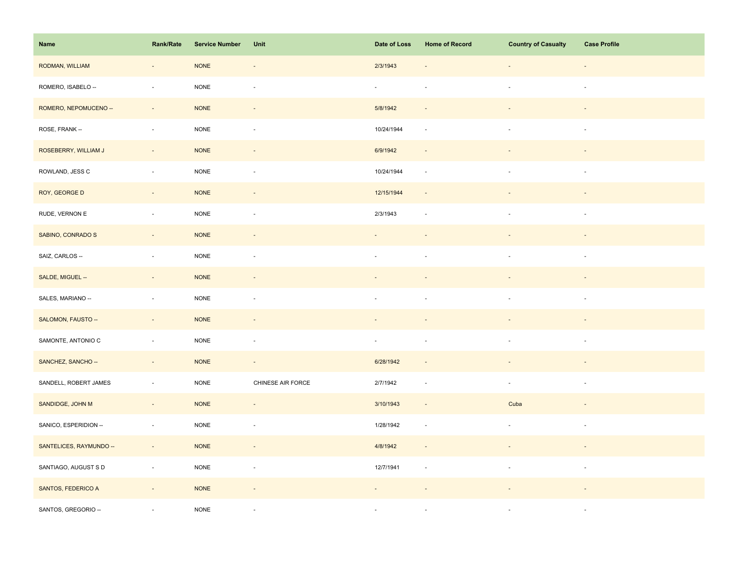| Name | Rank/Rate | Service Number | Unit | Date of Loss | Home of Record | Country of Casualty | Case Profile |
|---|---|---|---|---|---|---|---|
| RODMAN, WILLIAM | - | NONE | - | 2/3/1943 | - | - | - |
| ROMERO, ISABELO -- | - | NONE | - | - | - | - | - |
| ROMERO, NEPOMUCENO -- | - | NONE | - | 5/8/1942 | - | - | - |
| ROSE, FRANK -- | - | NONE | - | 10/24/1944 | - | - | - |
| ROSEBERRY, WILLIAM J | - | NONE | - | 6/9/1942 | - | - | - |
| ROWLAND, JESS C | - | NONE | - | 10/24/1944 | - | - | - |
| ROY, GEORGE D | - | NONE | - | 12/15/1944 | - | - | - |
| RUDE, VERNON E | - | NONE | - | 2/3/1943 | - | - | - |
| SABINO, CONRADO S | - | NONE | - | - | - | - | - |
| SAIZ, CARLOS -- | - | NONE | - | - | - | - | - |
| SALDE, MIGUEL -- | - | NONE | - | - | - | - | - |
| SALES, MARIANO -- | - | NONE | - | - | - | - | - |
| SALOMON, FAUSTO -- | - | NONE | - | - | - | - | - |
| SAMONTE, ANTONIO C | - | NONE | - | - | - | - | - |
| SANCHEZ, SANCHO -- | - | NONE | - | 6/28/1942 | - | - | - |
| SANDELL, ROBERT JAMES | - | NONE | CHINESE AIR FORCE | 2/7/1942 | - | - | - |
| SANDIDGE, JOHN M | - | NONE | - | 3/10/1943 | - | Cuba | - |
| SANICO, ESPERIDION -- | - | NONE | - | 1/28/1942 | - | - | - |
| SANTELICES, RAYMUNDO -- | - | NONE | - | 4/8/1942 | - | - | - |
| SANTIAGO, AUGUST S D | - | NONE | - | 12/7/1941 | - | - | - |
| SANTOS, FEDERICO A | - | NONE | - | - | - | - | - |
| SANTOS, GREGORIO -- | - | NONE | - | - | - | - | - |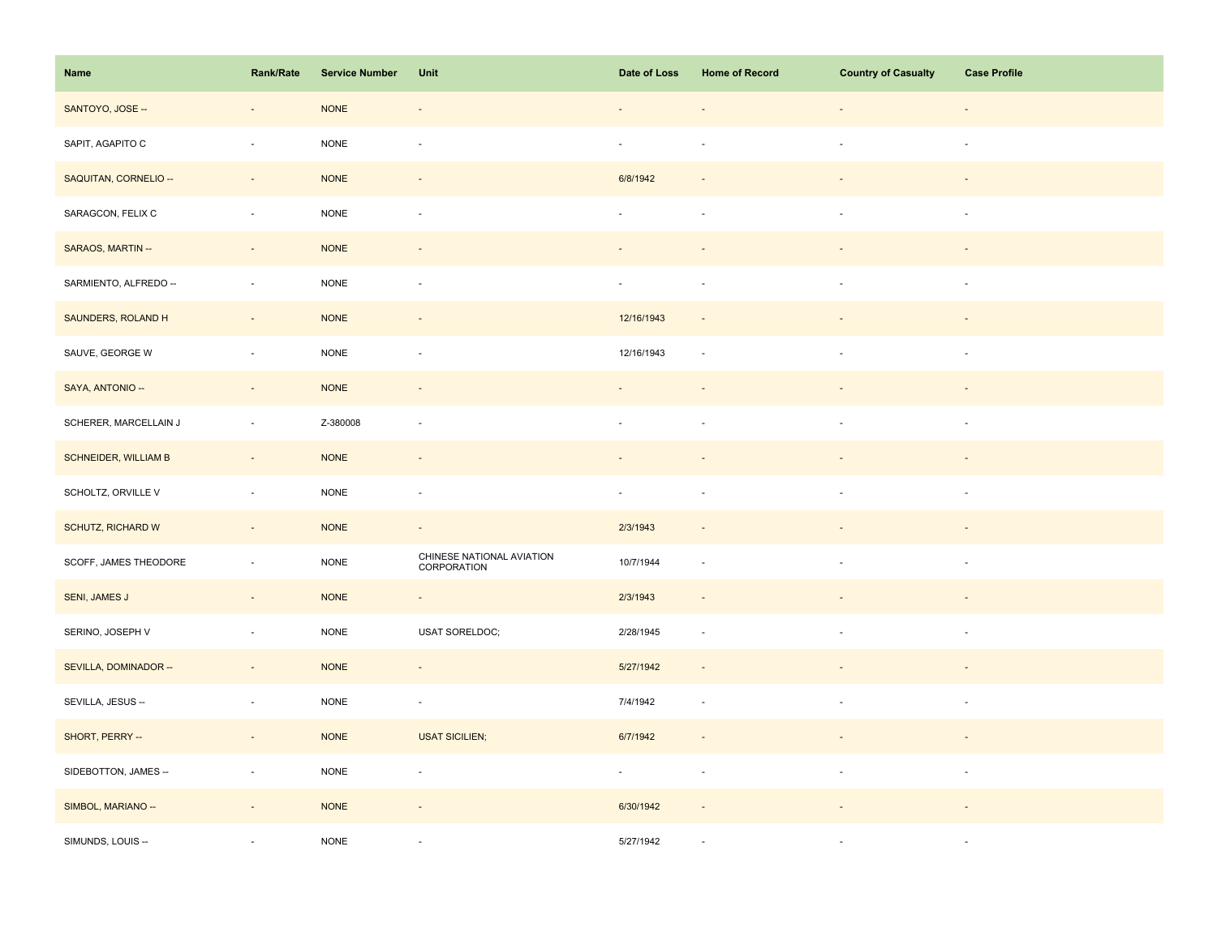| Name | Rank/Rate | Service Number | Unit | Date of Loss | Home of Record | Country of Casualty | Case Profile |
|---|---|---|---|---|---|---|---|
| SANTOYO, JOSE -- | - | NONE | - | - | - | - | - |
| SAPIT, AGAPITO C | - | NONE | - | - | - | - | - |
| SAQUITAN, CORNELIO -- | - | NONE | - | 6/8/1942 | - | - | - |
| SARAGCON, FELIX C | - | NONE | - | - | - | - | - |
| SARAOS, MARTIN -- | - | NONE | - | - | - | - | - |
| SARMIENTO, ALFREDO -- | - | NONE | - | - | - | - | - |
| SAUNDERS, ROLAND H | - | NONE | - | 12/16/1943 | - | - | - |
| SAUVE, GEORGE W | - | NONE | - | 12/16/1943 | - | - | - |
| SAYA, ANTONIO -- | - | NONE | - | - | - | - | - |
| SCHERER, MARCELLAIN J | - | Z-380008 | - | - | - | - | - |
| SCHNEIDER, WILLIAM B | - | NONE | - | - | - | - | - |
| SCHOLTZ, ORVILLE V | - | NONE | - | - | - | - | - |
| SCHUTZ, RICHARD W | - | NONE | - | 2/3/1943 | - | - | - |
| SCOFF, JAMES THEODORE | - | NONE | CHINESE NATIONAL AVIATION CORPORATION | 10/7/1944 | - | - | - |
| SENI, JAMES J | - | NONE | - | 2/3/1943 | - | - | - |
| SERINO, JOSEPH V | - | NONE | USAT SORELDOC; | 2/28/1945 | - | - | - |
| SEVILLA, DOMINADOR -- | - | NONE | - | 5/27/1942 | - | - | - |
| SEVILLA, JESUS -- | - | NONE | - | 7/4/1942 | - | - | - |
| SHORT, PERRY -- | - | NONE | USAT SICILIEN; | 6/7/1942 | - | - | - |
| SIDEBOTTON, JAMES -- | - | NONE | - | - | - | - | - |
| SIMBOL, MARIANO -- | - | NONE | - | 6/30/1942 | - | - | - |
| SIMUNDS, LOUIS -- | - | NONE | - | 5/27/1942 | - | - | - |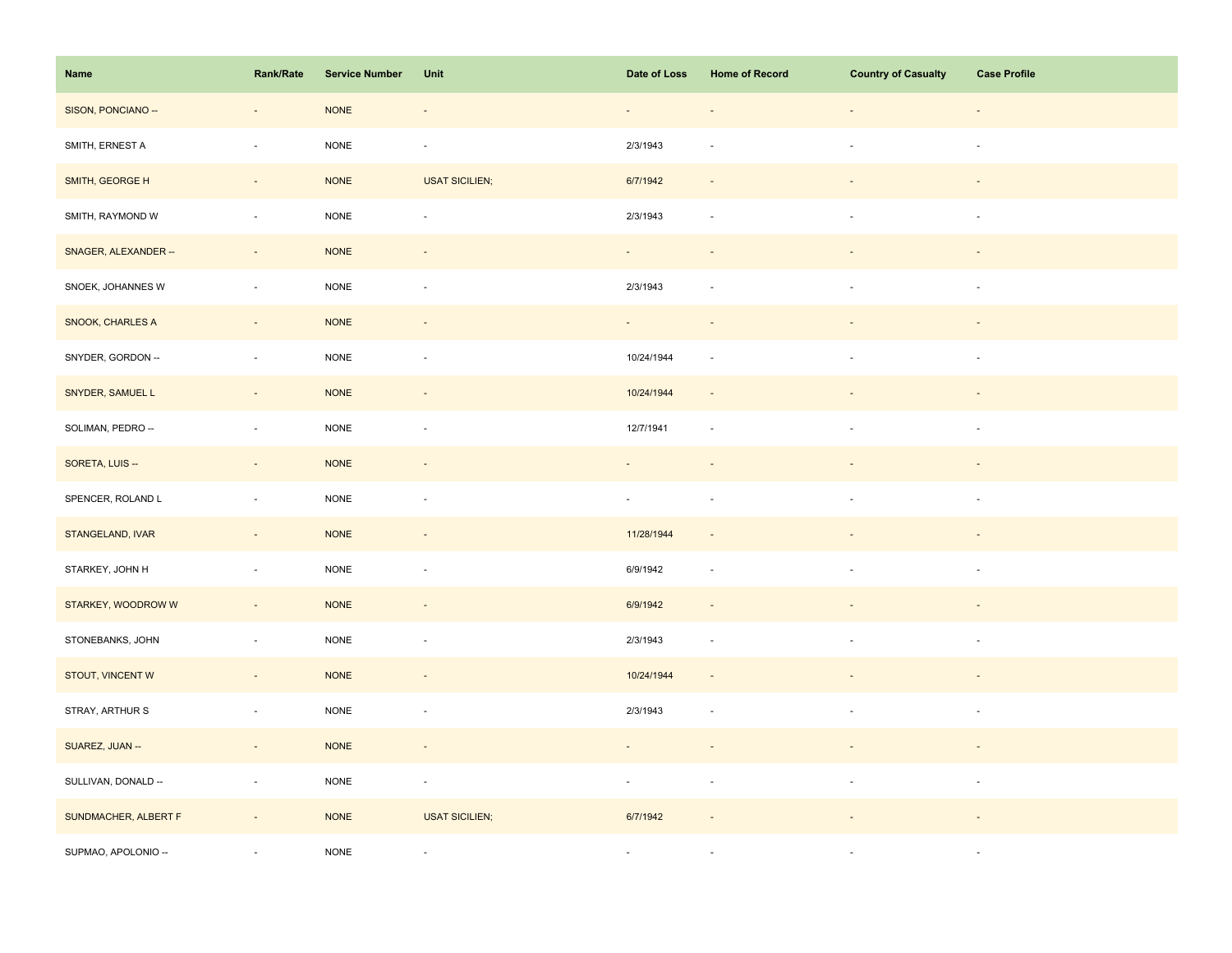| Name | Rank/Rate | Service Number | Unit | Date of Loss | Home of Record | Country of Casualty | Case Profile |
| --- | --- | --- | --- | --- | --- | --- | --- |
| SISON, PONCIANO -- | - | NONE | - | - | - | - | - |
| SMITH, ERNEST A | - | NONE | - | 2/3/1943 | - | - | - |
| SMITH, GEORGE H | - | NONE | USAT SICILIEN; | 6/7/1942 | - | - | - |
| SMITH, RAYMOND W | - | NONE | - | 2/3/1943 | - | - | - |
| SNAGER, ALEXANDER -- | - | NONE | - | - | - | - | - |
| SNOEK, JOHANNES W | - | NONE | - | 2/3/1943 | - | - | - |
| SNOOK, CHARLES A | - | NONE | - | - | - | - | - |
| SNYDER, GORDON -- | - | NONE | - | 10/24/1944 | - | - | - |
| SNYDER, SAMUEL L | - | NONE | - | 10/24/1944 | - | - | - |
| SOLIMAN, PEDRO -- | - | NONE | - | 12/7/1941 | - | - | - |
| SORETA, LUIS -- | - | NONE | - | - | - | - | - |
| SPENCER, ROLAND L | - | NONE | - | - | - | - | - |
| STANGELAND, IVAR | - | NONE | - | 11/28/1944 | - | - | - |
| STARKEY, JOHN H | - | NONE | - | 6/9/1942 | - | - | - |
| STARKEY, WOODROW W | - | NONE | - | 6/9/1942 | - | - | - |
| STONEBANKS, JOHN | - | NONE | - | 2/3/1943 | - | - | - |
| STOUT, VINCENT W | - | NONE | - | 10/24/1944 | - | - | - |
| STRAY, ARTHUR S | - | NONE | - | 2/3/1943 | - | - | - |
| SUAREZ, JUAN -- | - | NONE | - | - | - | - | - |
| SULLIVAN, DONALD -- | - | NONE | - | - | - | - | - |
| SUNDMACHER, ALBERT F | - | NONE | USAT SICILIEN; | 6/7/1942 | - | - | - |
| SUPMAO, APOLONIO -- | - | NONE | - | - | - | - | - |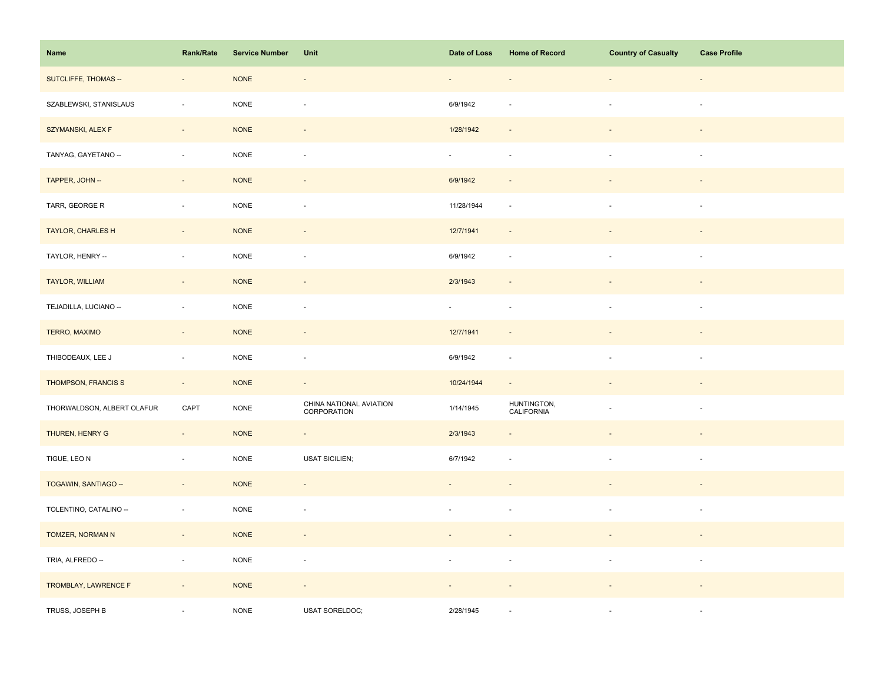| Name | Rank/Rate | Service Number | Unit | Date of Loss | Home of Record | Country of Casualty | Case Profile |
|---|---|---|---|---|---|---|---|
| SUTCLIFFE, THOMAS -- | - | NONE | - | - | - | - | - |
| SZABLEWSKI, STANISLAUS | - | NONE | - | 6/9/1942 | - | - | - |
| SZYMANSKI, ALEX F | - | NONE | - | 1/28/1942 | - | - | - |
| TANYAG, GAYETANO -- | - | NONE | - | - | - | - | - |
| TAPPER, JOHN -- | - | NONE | - | 6/9/1942 | - | - | - |
| TARR, GEORGE R | - | NONE | - | 11/28/1944 | - | - | - |
| TAYLOR, CHARLES H | - | NONE | - | 12/7/1941 | - | - | - |
| TAYLOR, HENRY -- | - | NONE | - | 6/9/1942 | - | - | - |
| TAYLOR, WILLIAM | - | NONE | - | 2/3/1943 | - | - | - |
| TEJADILLA, LUCIANO -- | - | NONE | - | - | - | - | - |
| TERRO, MAXIMO | - | NONE | - | 12/7/1941 | - | - | - |
| THIBODEAUX, LEE J | - | NONE | - | 6/9/1942 | - | - | - |
| THOMPSON, FRANCIS S | - | NONE | - | 10/24/1944 | - | - | - |
| THORWALDSON, ALBERT OLAFUR | CAPT | NONE | CHINA NATIONAL AVIATION CORPORATION | 1/14/1945 | HUNTINGTON, CALIFORNIA | - | - |
| THUREN, HENRY G | - | NONE | - | 2/3/1943 | - | - | - |
| TIGUE, LEO N | - | NONE | USAT SICILIEN; | 6/7/1942 | - | - | - |
| TOGAWIN, SANTIAGO -- | - | NONE | - | - | - | - | - |
| TOLENTINO, CATALINO -- | - | NONE | - | - | - | - | - |
| TOMZER, NORMAN N | - | NONE | - | - | - | - | - |
| TRIA, ALFREDO -- | - | NONE | - | - | - | - | - |
| TROMBLAY, LAWRENCE F | - | NONE | - | - | - | - | - |
| TRUSS, JOSEPH B | - | NONE | USAT SORELDOC; | 2/28/1945 | - | - | - |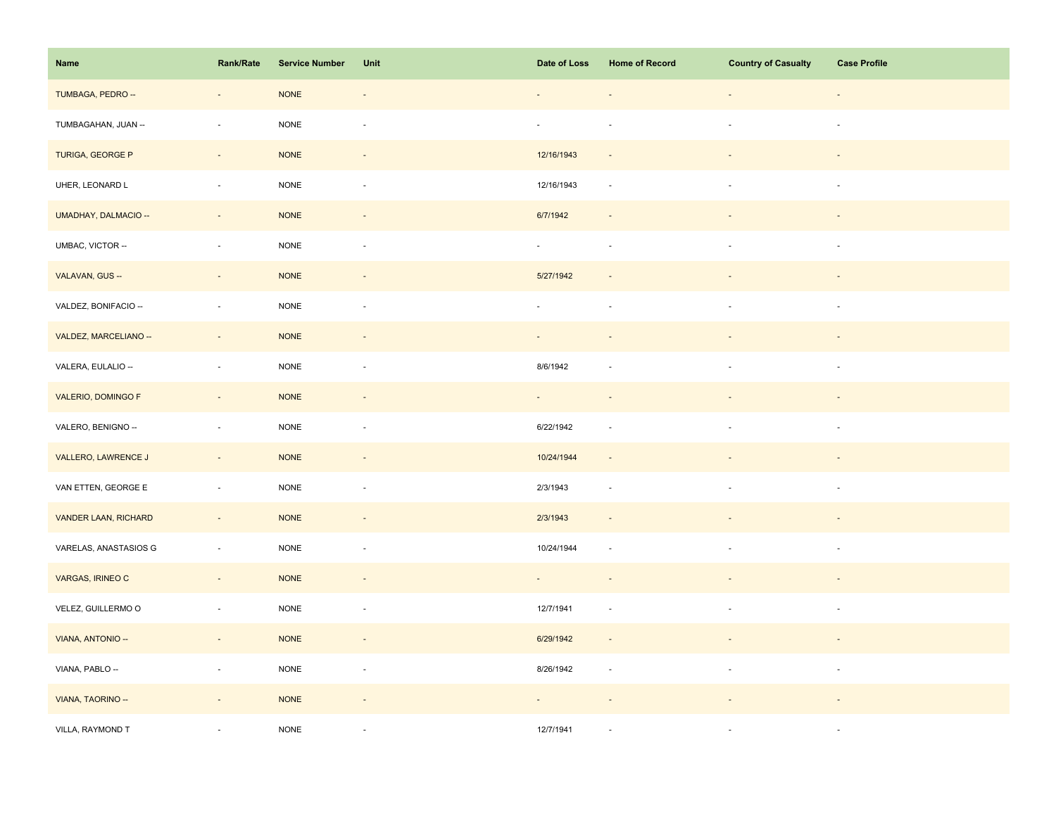| Name | Rank/Rate | Service Number | Unit | Date of Loss | Home of Record | Country of Casualty | Case Profile |
| --- | --- | --- | --- | --- | --- | --- | --- |
| TUMBAGA, PEDRO -- | - | NONE | - | - | - | - | - |
| TUMBAGAHAN, JUAN -- | - | NONE | - | - | - | - | - |
| TURIGA, GEORGE P | - | NONE | - | 12/16/1943 | - | - | - |
| UHER, LEONARD L | - | NONE | - | 12/16/1943 | - | - | - |
| UMADHAY, DALMACIO -- | - | NONE | - | 6/7/1942 | - | - | - |
| UMBAC, VICTOR -- | - | NONE | - | - | - | - | - |
| VALAVAN, GUS -- | - | NONE | - | 5/27/1942 | - | - | - |
| VALDEZ, BONIFACIO -- | - | NONE | - | - | - | - | - |
| VALDEZ, MARCELIANO -- | - | NONE | - | - | - | - | - |
| VALERA, EULALIO -- | - | NONE | - | 8/6/1942 | - | - | - |
| VALERIO, DOMINGO F | - | NONE | - | - | - | - | - |
| VALERO, BENIGNO -- | - | NONE | - | 6/22/1942 | - | - | - |
| VALLERO, LAWRENCE J | - | NONE | - | 10/24/1944 | - | - | - |
| VAN ETTEN, GEORGE E | - | NONE | - | 2/3/1943 | - | - | - |
| VANDER LAAN, RICHARD | - | NONE | - | 2/3/1943 | - | - | - |
| VARELAS, ANASTASIOS G | - | NONE | - | 10/24/1944 | - | - | - |
| VARGAS, IRINEO C | - | NONE | - | - | - | - | - |
| VELEZ, GUILLERMO O | - | NONE | - | 12/7/1941 | - | - | - |
| VIANA, ANTONIO -- | - | NONE | - | 6/29/1942 | - | - | - |
| VIANA, PABLO -- | - | NONE | - | 8/26/1942 | - | - | - |
| VIANA, TAORINO -- | - | NONE | - | - | - | - | - |
| VILLA, RAYMOND T | - | NONE | - | 12/7/1941 | - | - | - |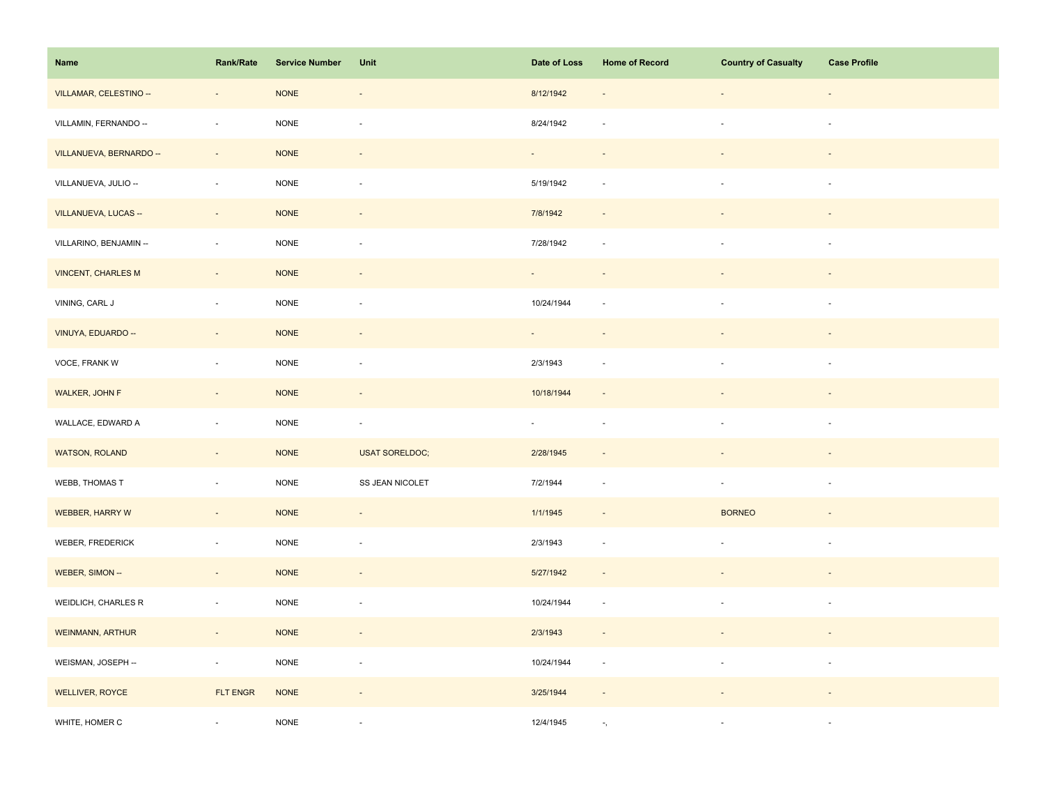| Name | Rank/Rate | Service Number | Unit | Date of Loss | Home of Record | Country of Casualty | Case Profile |
| --- | --- | --- | --- | --- | --- | --- | --- |
| VILLAMAR, CELESTINO -- | - | NONE | - | 8/12/1942 | - | - | - |
| VILLAMIN, FERNANDO -- | - | NONE | - | 8/24/1942 | - | - | - |
| VILLANUEVA, BERNARDO -- | - | NONE | - | - | - | - | - |
| VILLANUEVA, JULIO -- | - | NONE | - | 5/19/1942 | - | - | - |
| VILLANUEVA, LUCAS -- | - | NONE | - | 7/8/1942 | - | - | - |
| VILLARINO, BENJAMIN -- | - | NONE | - | 7/28/1942 | - | - | - |
| VINCENT, CHARLES M | - | NONE | - | - | - | - | - |
| VINING, CARL J | - | NONE | - | 10/24/1944 | - | - | - |
| VINUYA, EDUARDO -- | - | NONE | - | - | - | - | - |
| VOCE, FRANK W | - | NONE | - | 2/3/1943 | - | - | - |
| WALKER, JOHN F | - | NONE | - | 10/18/1944 | - | - | - |
| WALLACE, EDWARD A | - | NONE | - | - | - | - | - |
| WATSON, ROLAND | - | NONE | USAT SORELDOC; | 2/28/1945 | - | - | - |
| WEBB, THOMAS T | - | NONE | SS JEAN NICOLET | 7/2/1944 | - | - | - |
| WEBBER, HARRY W | - | NONE | - | 1/1/1945 | - | BORNEO | - |
| WEBER, FREDERICK | - | NONE | - | 2/3/1943 | - | - | - |
| WEBER, SIMON -- | - | NONE | - | 5/27/1942 | - | - | - |
| WEIDLICH, CHARLES R | - | NONE | - | 10/24/1944 | - | - | - |
| WEINMANN, ARTHUR | - | NONE | - | 2/3/1943 | - | - | - |
| WEISMAN, JOSEPH -- | - | NONE | - | 10/24/1944 | - | - | - |
| WELLIVER, ROYCE | FLT ENGR | NONE | - | 3/25/1944 | - | - | - |
| WHITE, HOMER C | - | NONE | - | 12/4/1945 | -, | - | - |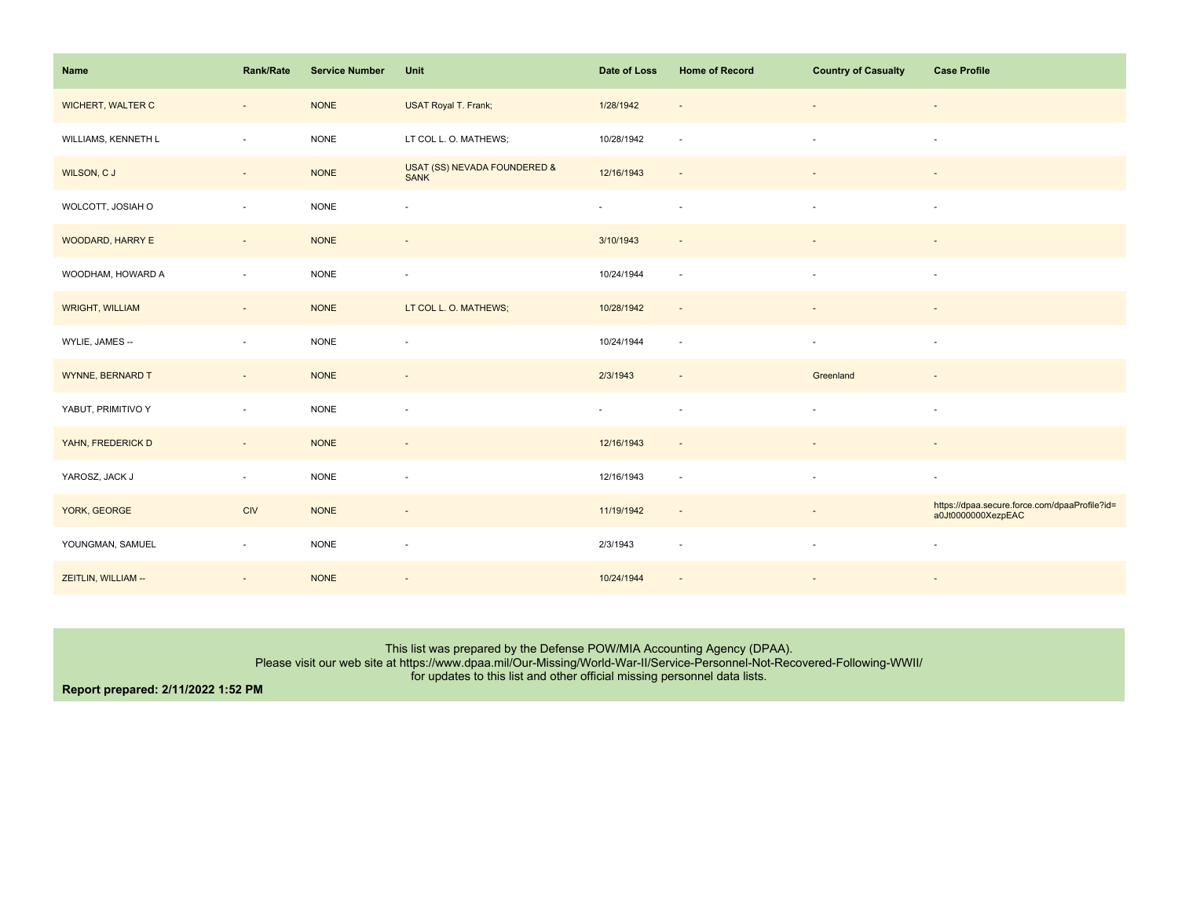| Name | Rank/Rate | Service Number | Unit | Date of Loss | Home of Record | Country of Casualty | Case Profile |
|---|---|---|---|---|---|---|---|
| WICHERT, WALTER C | - | NONE | USAT Royal T. Frank; | 1/28/1942 | - | - | - |
| WILLIAMS, KENNETH L | - | NONE | LT COL L. O. MATHEWS; | 10/28/1942 | - | - | - |
| WILSON, C J | - | NONE | USAT (SS) NEVADA FOUNDERED & SANK | 12/16/1943 | - | - | - |
| WOLCOTT, JOSIAH O | - | NONE | - | - | - | - | - |
| WOODARD, HARRY E | - | NONE | - | 3/10/1943 | - | - | - |
| WOODHAM, HOWARD A | - | NONE | - | 10/24/1944 | - | - | - |
| WRIGHT, WILLIAM | - | NONE | LT COL L. O. MATHEWS; | 10/28/1942 | - | - | - |
| WYLIE, JAMES -- | - | NONE | - | 10/24/1944 | - | - | - |
| WYNNE, BERNARD T | - | NONE | - | 2/3/1943 | - | Greenland | - |
| YABUT, PRIMITIVO Y | - | NONE | - | - | - | - | - |
| YAHN, FREDERICK D | - | NONE | - | 12/16/1943 | - | - | - |
| YAROSZ, JACK J | - | NONE | - | 12/16/1943 | - | - | - |
| YORK, GEORGE | CIV | NONE | - | 11/19/1942 | - | - | https://dpaa.secure.force.com/dpaaProfile?id=a0Jt0000000XezpEAC |
| YOUNGMAN, SAMUEL | - | NONE | - | 2/3/1943 | - | - | - |
| ZEITLIN, WILLIAM -- | - | NONE | - | 10/24/1944 | - | - | - |

This list was prepared by the Defense POW/MIA Accounting Agency (DPAA).
Please visit our web site at https://www.dpaa.mil/Our-Missing/World-War-II/Service-Personnel-Not-Recovered-Following-WWII/ for updates to this list and other official missing personnel data lists.

**Report prepared: 2/11/2022 1:52 PM**